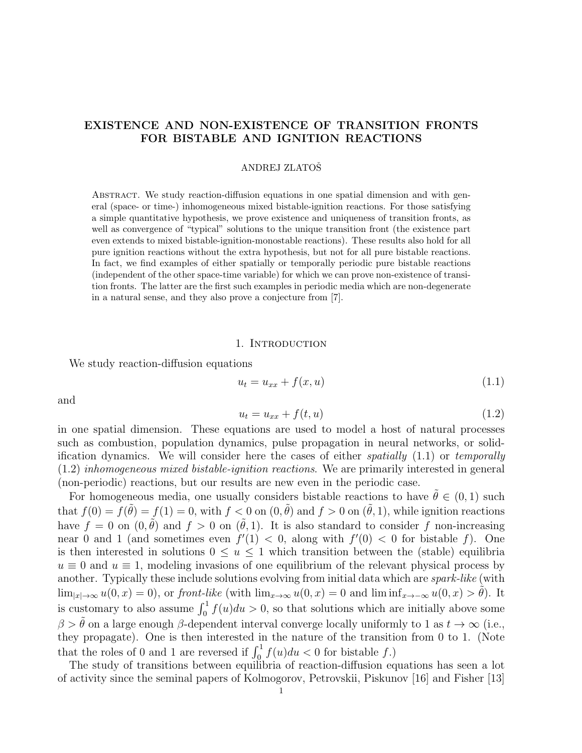# EXISTENCE AND NON-EXISTENCE OF TRANSITION FRONTS FOR BISTABLE AND IGNITION REACTIONS

ANDREJ ZLATOŠ

Abstract. We study reaction-diffusion equations in one spatial dimension and with general (space- or time-) inhomogeneous mixed bistable-ignition reactions. For those satisfying a simple quantitative hypothesis, we prove existence and uniqueness of transition fronts, as well as convergence of "typical" solutions to the unique transition front (the existence part even extends to mixed bistable-ignition-monostable reactions). These results also hold for all pure ignition reactions without the extra hypothesis, but not for all pure bistable reactions. In fact, we find examples of either spatially or temporally periodic pure bistable reactions (independent of the other space-time variable) for which we can prove non-existence of transition fronts. The latter are the first such examples in periodic media which are non-degenerate in a natural sense, and they also prove a conjecture from [7].

## 1. Introduction

We study reaction-diffusion equations

$$u_t = u_{xx} + f(x, u) \tag{1.1}$$

and

$$u_t = u_{xx} + f(t, u) \tag{1.2}$$

in one spatial dimension. These equations are used to model a host of natural processes such as combustion, population dynamics, pulse propagation in neural networks, or solidification dynamics. We will consider here the cases of either *spatially* (1.1) or *temporally* (1.2) *inhomogeneous mixed bistable-ignition reactions*. We are primarily interested in general (non-periodic) reactions, but our results are new even in the periodic case.

For homogeneous media, one usually considers bistable reactions to have $\tilde{\theta} \in (0, 1)$ such that $f(0) = f(\tilde{\theta}) = f(1) = 0$, with $f < 0$ on $(0, \tilde{\theta})$ and $f > 0$ on $(\tilde{\theta}, 1)$, while ignition reactions have $f = 0$ on $(0, \tilde{\theta})$ and $f > 0$ on $(\tilde{\theta}, 1)$. It is also standard to consider $f$ non-increasing near 0 and 1 (and sometimes even $f'(1) < 0$, along with $f'(0) < 0$ for bistable $f$). One is then interested in solutions $0 \le u \le 1$ which transition between the (stable) equilibria $u \equiv 0$ and $u \equiv 1$, modeling invasions of one equilibrium of the relevant physical process by another. Typically these include solutions evolving from initial data which are *spark-like* (with $\lim_{|x|\to\infty} u(0, x) = 0$), or *front-like* (with $\lim_{x\to\infty} u(0, x) = 0$ and $\liminf_{x\to-\infty} u(0, x) > \tilde{\theta}$). It is customary to also assume $\int_0^1 f(u)du > 0$, so that solutions which are initially above some $\beta > \tilde{\theta}$ on a large enough $\beta$-dependent interval converge locally uniformly to 1 as $t \to \infty$ (i.e., they propagate). One is then interested in the nature of the transition from 0 to 1. (Note that the roles of 0 and 1 are reversed if $\int_0^1 f(u)du < 0$ for bistable $f$.)

The study of transitions between equilibria of reaction-diffusion equations has seen a lot of activity since the seminal papers of Kolmogorov, Petrovskii, Piskunov [16] and Fisher [13]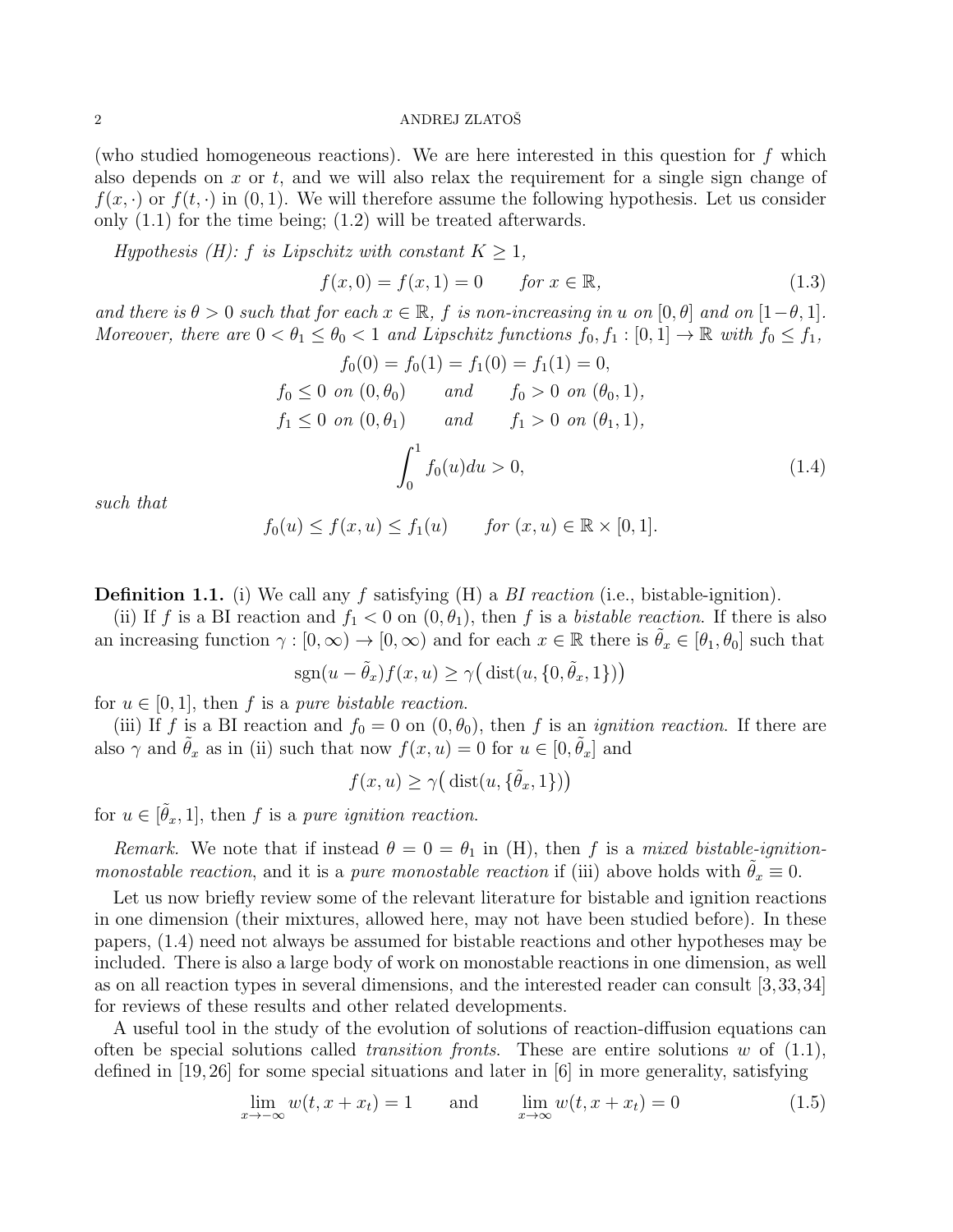(who studied homogeneous reactions). We are here interested in this question for $f$ which also depends on $x$ or $t$, and we will also relax the requirement for a single sign change of $f(x,\cdot)$ or $f(t,\cdot)$ in $(0,1)$. We will therefore assume the following hypothesis. Let us consider only (1.1) for the time being; (1.2) will be treated afterwards.

*Hypothesis (H): $f$ is Lipschitz with constant $K \geq 1$,*

$$f(x,0) = f(x,1) = 0 \qquad \text{for } x \in \mathbb{R}, \tag{1.3}$$

*and there is $\theta > 0$ such that for each $x \in \mathbb{R}$, $f$ is non-increasing in $u$ on $[0,\theta]$ and on $[1-\theta,1]$. Moreover, there are $0 < \theta_1 \leq \theta_0 < 1$ and Lipschitz functions $f_0, f_1 : [0,1] \to \mathbb{R}$ with $f_0 \leq f_1$,*

$$f_0(0) = f_0(1) = f_1(0) = f_1(1) = 0,$$

$$f_0 \leq 0 \text{ on } (0,\theta_0) \qquad \text{and} \qquad f_0 > 0 \text{ on } (\theta_0,1),$$

$$f_1 \leq 0 \text{ on } (0,\theta_1) \qquad \text{and} \qquad f_1 > 0 \text{ on } (\theta_1,1),$$

$$\int_0^1 f_0(u)du > 0, \tag{1.4}$$

*such that*

$$f_0(u) \leq f(x,u) \leq f_1(u) \qquad \text{for } (x,u) \in \mathbb{R} \times [0,1].$$

**Definition 1.1.** (i) We call any $f$ satisfying (H) a *BI reaction* (i.e., bistable-ignition).

(ii) If $f$ is a BI reaction and $f_1 < 0$ on $(0,\theta_1)$, then $f$ is a *bistable reaction*. If there is also an increasing function $\gamma : [0,\infty) \to [0,\infty)$ and for each $x \in \mathbb{R}$ there is $\tilde{\theta}_x \in [\theta_1,\theta_0]$ such that

$$\operatorname{sgn}(u - \tilde{\theta}_x) f(x,u) \geq \gamma\big(\operatorname{dist}(u, \{0, \tilde{\theta}_x, 1\})\big)$$

for $u \in [0,1]$, then $f$ is a *pure bistable reaction*.

(iii) If $f$ is a BI reaction and $f_0 = 0$ on $(0,\theta_0)$, then $f$ is an *ignition reaction*. If there are also $\gamma$ and $\tilde{\theta}_x$ as in (ii) such that now $f(x,u) = 0$ for $u \in [0,\tilde{\theta}_x]$ and

$$f(x,u) \geq \gamma\big(\operatorname{dist}(u, \{\tilde{\theta}_x, 1\})\big)$$

for $u \in [\tilde{\theta}_x, 1]$, then $f$ is a *pure ignition reaction*.

*Remark.* We note that if instead $\theta = 0 = \theta_1$ in (H), then $f$ is a *mixed bistable-ignition-monostable reaction*, and it is a *pure monostable reaction* if (iii) above holds with $\tilde{\theta}_x \equiv 0$.

Let us now briefly review some of the relevant literature for bistable and ignition reactions in one dimension (their mixtures, allowed here, may not have been studied before). In these papers, (1.4) need not always be assumed for bistable reactions and other hypotheses may be included. There is also a large body of work on monostable reactions in one dimension, as well as on all reaction types in several dimensions, and the interested reader can consult [3,33,34] for reviews of these results and other related developments.

A useful tool in the study of the evolution of solutions of reaction-diffusion equations can often be special solutions called *transition fronts*. These are entire solutions $w$ of (1.1), defined in [19,26] for some special situations and later in [6] in more generality, satisfying

$$\lim_{x \to -\infty} w(t, x + x_t) = 1 \qquad \text{and} \qquad \lim_{x \to \infty} w(t, x + x_t) = 0 \tag{1.5}$$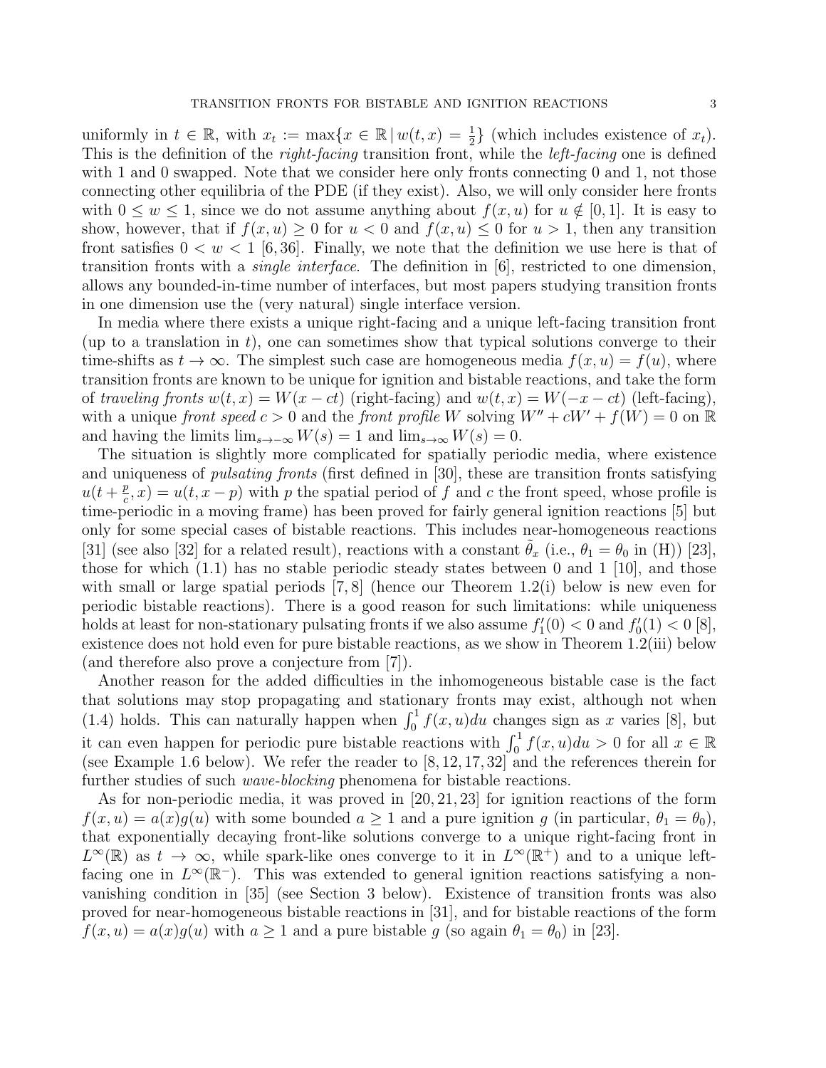uniformly in $t \in \mathbb{R}$, with $x_t := \max\{x \in \mathbb{R} \,|\, w(t,x) = \frac{1}{2}\}$ (which includes existence of $x_t$). This is the definition of the *right-facing* transition front, while the *left-facing* one is defined with 1 and 0 swapped. Note that we consider here only fronts connecting 0 and 1, not those connecting other equilibria of the PDE (if they exist). Also, we will only consider here fronts with $0 \le w \le 1$, since we do not assume anything about $f(x,u)$ for $u \notin [0,1]$. It is easy to show, however, that if $f(x,u) \ge 0$ for $u < 0$ and $f(x,u) \le 0$ for $u > 1$, then any transition front satisfies $0 < w < 1$ [6,36]. Finally, we note that the definition we use here is that of transition fronts with a *single interface*. The definition in [6], restricted to one dimension, allows any bounded-in-time number of interfaces, but most papers studying transition fronts in one dimension use the (very natural) single interface version.

In media where there exists a unique right-facing and a unique left-facing transition front (up to a translation in $t$), one can sometimes show that typical solutions converge to their time-shifts as $t \to \infty$. The simplest such case are homogeneous media $f(x,u) = f(u)$, where transition fronts are known to be unique for ignition and bistable reactions, and take the form of *traveling fronts* $w(t,x) = W(x - ct)$ (right-facing) and $w(t,x) = W(-x - ct)$ (left-facing), with a unique *front speed* $c > 0$ and the *front profile* $W$ solving $W'' + cW' + f(W) = 0$ on $\mathbb{R}$ and having the limits $\lim_{s\to-\infty} W(s) = 1$ and $\lim_{s\to\infty} W(s) = 0$.

The situation is slightly more complicated for spatially periodic media, where existence and uniqueness of *pulsating fronts* (first defined in [30], these are transition fronts satisfying $u(t + \frac{p}{c}, x) = u(t, x - p)$ with $p$ the spatial period of $f$ and $c$ the front speed, whose profile is time-periodic in a moving frame) has been proved for fairly general ignition reactions [5] but only for some special cases of bistable reactions. This includes near-homogeneous reactions [31] (see also [32] for a related result), reactions with a constant $\tilde{\theta}_x$ (i.e., $\theta_1 = \theta_0$ in (H)) [23], those for which (1.1) has no stable periodic steady states between 0 and 1 [10], and those with small or large spatial periods [7,8] (hence our Theorem 1.2(i) below is new even for periodic bistable reactions). There is a good reason for such limitations: while uniqueness holds at least for non-stationary pulsating fronts if we also assume $f_1'(0) < 0$ and $f_0'(1) < 0$ [8], existence does not hold even for pure bistable reactions, as we show in Theorem 1.2(iii) below (and therefore also prove a conjecture from [7]).

Another reason for the added difficulties in the inhomogeneous bistable case is the fact that solutions may stop propagating and stationary fronts may exist, although not when (1.4) holds. This can naturally happen when $\int_0^1 f(x,u)du$ changes sign as $x$ varies [8], but it can even happen for periodic pure bistable reactions with $\int_0^1 f(x,u)du > 0$ for all $x \in \mathbb{R}$ (see Example 1.6 below). We refer the reader to [8,12,17,32] and the references therein for further studies of such *wave-blocking* phenomena for bistable reactions.

As for non-periodic media, it was proved in [20,21,23] for ignition reactions of the form $f(x,u) = a(x)g(u)$ with some bounded $a \ge 1$ and a pure ignition $g$ (in particular, $\theta_1 = \theta_0$), that exponentially decaying front-like solutions converge to a unique right-facing front in $L^\infty(\mathbb{R})$ as $t \to \infty$, while spark-like ones converge to it in $L^\infty(\mathbb{R}^+)$ and to a unique left-facing one in $L^\infty(\mathbb{R}^-)$. This was extended to general ignition reactions satisfying a non-vanishing condition in [35] (see Section 3 below). Existence of transition fronts was also proved for near-homogeneous bistable reactions in [31], and for bistable reactions of the form $f(x,u) = a(x)g(u)$ with $a \ge 1$ and a pure bistable $g$ (so again $\theta_1 = \theta_0$) in [23].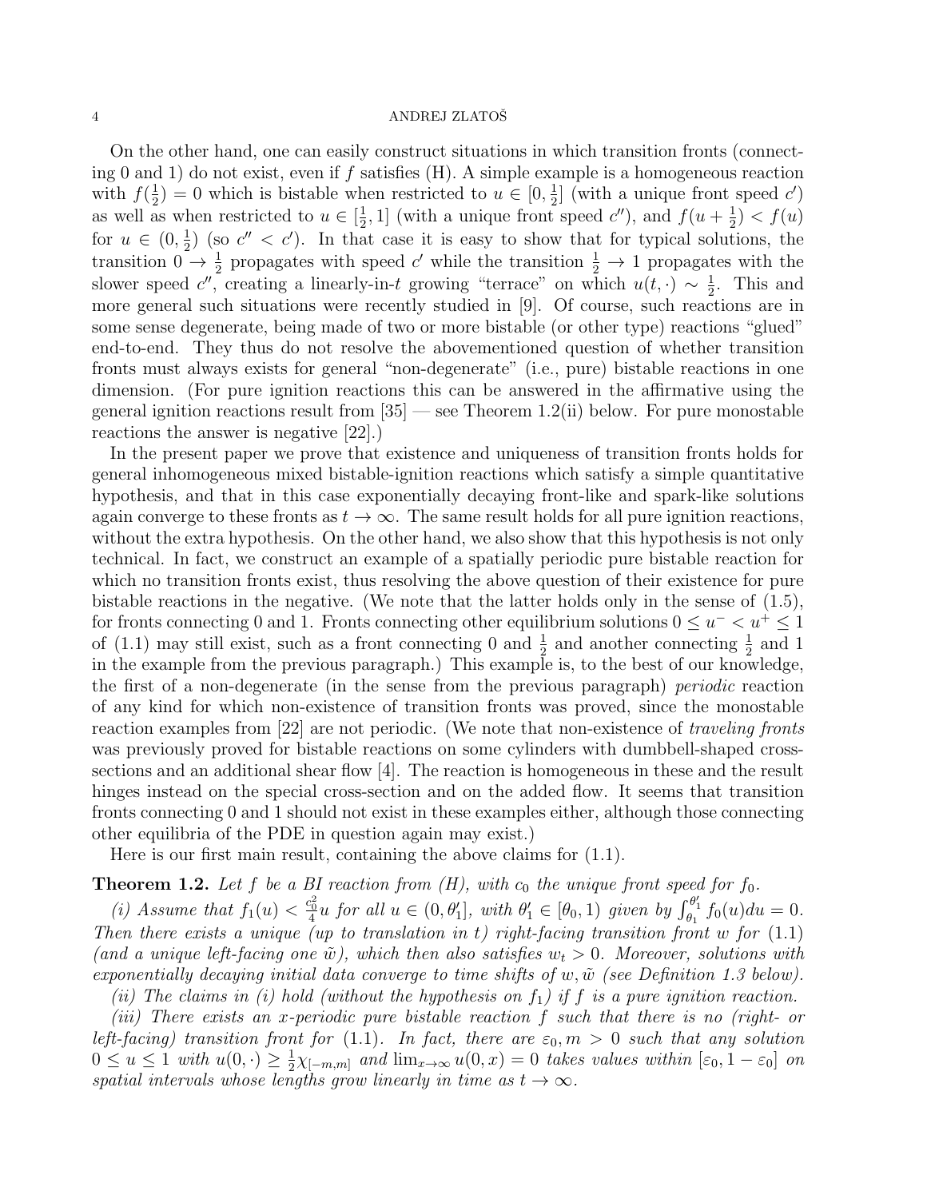On the other hand, one can easily construct situations in which transition fronts (connecting 0 and 1) do not exist, even if $f$ satisfies (H). A simple example is a homogeneous reaction with $f(\frac{1}{2}) = 0$ which is bistable when restricted to $u \in [0, \frac{1}{2}]$ (with a unique front speed $c'$) as well as when restricted to $u \in [\frac{1}{2}, 1]$ (with a unique front speed $c''$), and $f(u + \frac{1}{2}) < f(u)$ for $u \in (0, \frac{1}{2})$ (so $c'' < c'$). In that case it is easy to show that for typical solutions, the transition $0 \to \frac{1}{2}$ propagates with speed $c'$ while the transition $\frac{1}{2} \to 1$ propagates with the slower speed $c''$, creating a linearly-in-$t$ growing "terrace" on which $u(t, \cdot) \sim \frac{1}{2}$. This and more general such situations were recently studied in [9]. Of course, such reactions are in some sense degenerate, being made of two or more bistable (or other type) reactions "glued" end-to-end. They thus do not resolve the abovementioned question of whether transition fronts must always exists for general "non-degenerate" (i.e., pure) bistable reactions in one dimension. (For pure ignition reactions this can be answered in the affirmative using the general ignition reactions result from [35] — see Theorem 1.2(ii) below. For pure monostable reactions the answer is negative [22].)

In the present paper we prove that existence and uniqueness of transition fronts holds for general inhomogeneous mixed bistable-ignition reactions which satisfy a simple quantitative hypothesis, and that in this case exponentially decaying front-like and spark-like solutions again converge to these fronts as $t \to \infty$. The same result holds for all pure ignition reactions, without the extra hypothesis. On the other hand, we also show that this hypothesis is not only technical. In fact, we construct an example of a spatially periodic pure bistable reaction for which no transition fronts exist, thus resolving the above question of their existence for pure bistable reactions in the negative. (We note that the latter holds only in the sense of (1.5), for fronts connecting 0 and 1. Fronts connecting other equilibrium solutions $0 \le u^- < u^+ \le 1$ of (1.1) may still exist, such as a front connecting 0 and $\frac{1}{2}$ and another connecting $\frac{1}{2}$ and 1 in the example from the previous paragraph.) This example is, to the best of our knowledge, the first of a non-degenerate (in the sense from the previous paragraph) *periodic* reaction of any kind for which non-existence of transition fronts was proved, since the monostable reaction examples from [22] are not periodic. (We note that non-existence of *traveling fronts* was previously proved for bistable reactions on some cylinders with dumbbell-shaped cross-sections and an additional shear flow [4]. The reaction is homogeneous in these and the result hinges instead on the special cross-section and on the added flow. It seems that transition fronts connecting 0 and 1 should not exist in these examples either, although those connecting other equilibria of the PDE in question again may exist.)

Here is our first main result, containing the above claims for (1.1).

**Theorem 1.2.** *Let $f$ be a BI reaction from (H), with $c_0$ the unique front speed for $f_0$.*

*(i) Assume that $f_1(u) < \frac{c_0^2}{4} u$ for all $u \in (0, \theta_1']$, with $\theta_1' \in [\theta_0, 1)$ given by $\int_{\theta_1}^{\theta_1'} f_0(u) du = 0$. Then there exists a unique (up to translation in $t$) right-facing transition front $w$ for (1.1) (and a unique left-facing one $\tilde{w}$), which then also satisfies $w_t > 0$. Moreover, solutions with exponentially decaying initial data converge to time shifts of $w, \tilde{w}$ (see Definition 1.3 below).*

*(ii) The claims in (i) hold (without the hypothesis on $f_1$) if $f$ is a pure ignition reaction.*

*(iii) There exists an $x$-periodic pure bistable reaction $f$ such that there is no (right- or left-facing) transition front for (1.1). In fact, there are $\varepsilon_0, m > 0$ such that any solution $0 \le u \le 1$ with $u(0, \cdot) \ge \frac{1}{2}\chi_{[-m,m]}$ and $\lim_{x\to\infty} u(0, x) = 0$ takes values within $[\varepsilon_0, 1 - \varepsilon_0]$ on spatial intervals whose lengths grow linearly in time as $t \to \infty$.*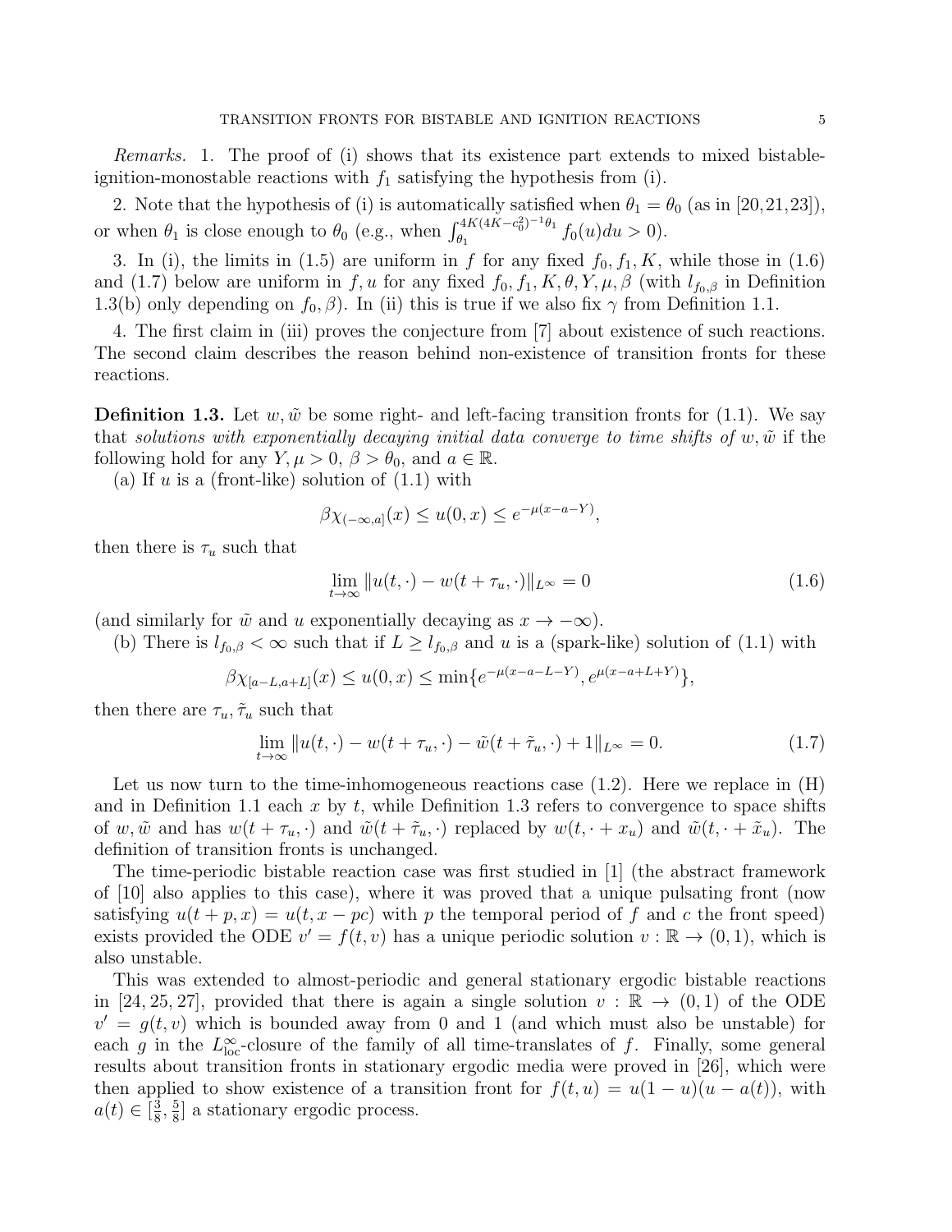*Remarks.* 1. The proof of (i) shows that its existence part extends to mixed bistable-ignition-monostable reactions with $f_1$ satisfying the hypothesis from (i).

2. Note that the hypothesis of (i) is automatically satisfied when $\theta_1 = \theta_0$ (as in [20,21,23]), or when $\theta_1$ is close enough to $\theta_0$ (e.g., when $\int_{\theta_1}^{4K(4K-c_0^2)^{-1}\theta_1} f_0(u)du > 0$).

3. In (i), the limits in (1.5) are uniform in $f$ for any fixed $f_0, f_1, K$, while those in (1.6) and (1.7) below are uniform in $f, u$ for any fixed $f_0, f_1, K, \theta, Y, \mu, \beta$ (with $l_{f_0,\beta}$ in Definition 1.3(b) only depending on $f_0, \beta$). In (ii) this is true if we also fix $\gamma$ from Definition 1.1.

4. The first claim in (iii) proves the conjecture from [7] about existence of such reactions. The second claim describes the reason behind non-existence of transition fronts for these reactions.

**Definition 1.3.** Let $w, \tilde{w}$ be some right- and left-facing transition fronts for (1.1). We say that *solutions with exponentially decaying initial data converge to time shifts of* $w, \tilde{w}$ if the following hold for any $Y, \mu > 0$, $\beta > \theta_0$, and $a \in \mathbb{R}$.

(a) If $u$ is a (front-like) solution of (1.1) with

$$\beta\chi_{(-\infty,a]}(x) \le u(0,x) \le e^{-\mu(x-a-Y)},$$

then there is $\tau_u$ such that

$$\lim_{t\to\infty} \|u(t,\cdot) - w(t+\tau_u,\cdot)\|_{L^\infty} = 0 \tag{1.6}$$

(and similarly for $\tilde{w}$ and $u$ exponentially decaying as $x \to -\infty$).

(b) There is $l_{f_0,\beta} < \infty$ such that if $L \ge l_{f_0,\beta}$ and $u$ is a (spark-like) solution of (1.1) with

$$\beta\chi_{[a-L,a+L]}(x) \le u(0,x) \le \min\{e^{-\mu(x-a-L-Y)}, e^{\mu(x-a+L+Y)}\},$$

then there are $\tau_u, \tilde{\tau}_u$ such that

$$\lim_{t\to\infty} \|u(t,\cdot) - w(t+\tau_u,\cdot) - \tilde{w}(t+\tilde{\tau}_u,\cdot) + 1\|_{L^\infty} = 0. \tag{1.7}$$

Let us now turn to the time-inhomogeneous reactions case (1.2). Here we replace in (H) and in Definition 1.1 each $x$ by $t$, while Definition 1.3 refers to convergence to space shifts of $w, \tilde{w}$ and has $w(t+\tau_u,\cdot)$ and $\tilde{w}(t+\tilde{\tau}_u,\cdot)$ replaced by $w(t,\cdot+x_u)$ and $\tilde{w}(t,\cdot+\tilde{x}_u)$. The definition of transition fronts is unchanged.

The time-periodic bistable reaction case was first studied in [1] (the abstract framework of [10] also applies to this case), where it was proved that a unique pulsating front (now satisfying $u(t+p,x) = u(t,x-pc)$ with $p$ the temporal period of $f$ and $c$ the front speed) exists provided the ODE $v' = f(t,v)$ has a unique periodic solution $v : \mathbb{R} \to (0,1)$, which is also unstable.

This was extended to almost-periodic and general stationary ergodic bistable reactions in [24, 25, 27], provided that there is again a single solution $v : \mathbb{R} \to (0,1)$ of the ODE $v' = g(t,v)$ which is bounded away from 0 and 1 (and which must also be unstable) for each $g$ in the $L^\infty_{\rm loc}$-closure of the family of all time-translates of $f$. Finally, some general results about transition fronts in stationary ergodic media were proved in [26], which were then applied to show existence of a transition front for $f(t,u) = u(1-u)(u-a(t))$, with $a(t) \in [\frac{3}{8}, \frac{5}{8}]$ a stationary ergodic process.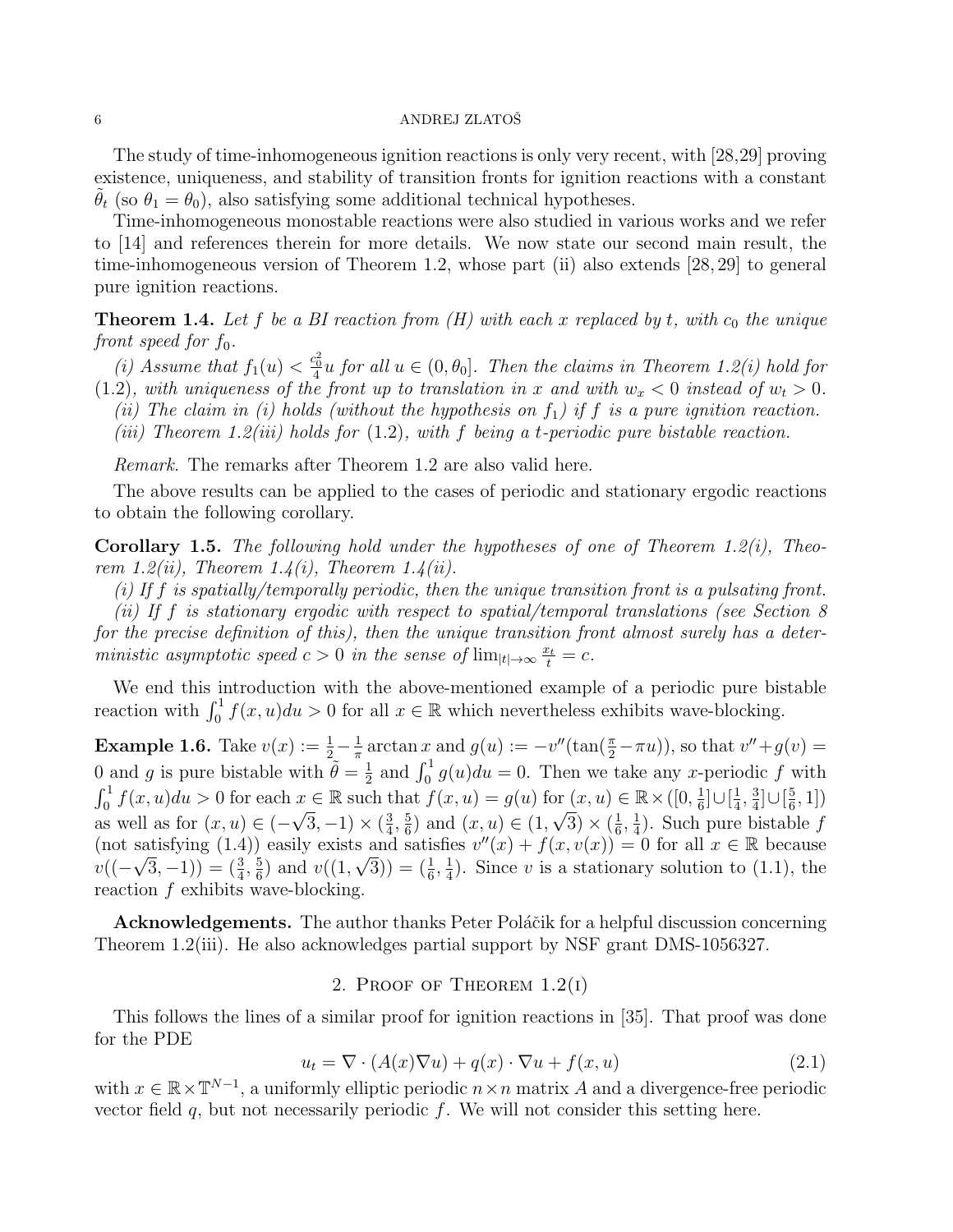The study of time-inhomogeneous ignition reactions is only very recent, with [28,29] proving existence, uniqueness, and stability of transition fronts for ignition reactions with a constant $\tilde{\theta}_t$ (so $\theta_1 = \theta_0$), also satisfying some additional technical hypotheses.

Time-inhomogeneous monostable reactions were also studied in various works and we refer to [14] and references therein for more details. We now state our second main result, the time-inhomogeneous version of Theorem 1.2, whose part (ii) also extends [28, 29] to general pure ignition reactions.

**Theorem 1.4.** *Let $f$ be a BI reaction from (H) with each $x$ replaced by $t$, with $c_0$ the unique front speed for $f_0$.*

*(i) Assume that $f_1(u) < \frac{c_0^2}{4} u$ for all $u \in (0, \theta_0]$. Then the claims in Theorem 1.2(i) hold for (1.2), with uniqueness of the front up to translation in $x$ and with $w_x < 0$ instead of $w_t > 0$.*

*(ii) The claim in (i) holds (without the hypothesis on $f_1$) if $f$ is a pure ignition reaction.*

*(iii) Theorem 1.2(iii) holds for (1.2), with $f$ being a $t$-periodic pure bistable reaction.*

*Remark.* The remarks after Theorem 1.2 are also valid here.

The above results can be applied to the cases of periodic and stationary ergodic reactions to obtain the following corollary.

**Corollary 1.5.** *The following hold under the hypotheses of one of Theorem 1.2(i), Theorem 1.2(ii), Theorem 1.4(i), Theorem 1.4(ii).*

*(i) If $f$ is spatially/temporally periodic, then the unique transition front is a pulsating front.*

*(ii) If $f$ is stationary ergodic with respect to spatial/temporal translations (see Section 8 for the precise definition of this), then the unique transition front almost surely has a deterministic asymptotic speed $c > 0$ in the sense of $\lim_{|t|\to\infty} \frac{x_t}{t} = c$.*

We end this introduction with the above-mentioned example of a periodic pure bistable reaction with $\int_0^1 f(x, u)du > 0$ for all $x \in \mathbb{R}$ which nevertheless exhibits wave-blocking.

**Example 1.6.** Take $v(x) := \frac{1}{2} - \frac{1}{\pi} \arctan x$ and $g(u) := -v''(\tan(\frac{\pi}{2} - \pi u))$, so that $v'' + g(v) = 0$ and $g$ is pure bistable with $\tilde{\theta} = \frac{1}{2}$ and $\int_0^1 g(u)du = 0$. Then we take any $x$-periodic $f$ with $\int_0^1 f(x, u)du > 0$ for each $x \in \mathbb{R}$ such that $f(x, u) = g(u)$ for $(x, u) \in \mathbb{R} \times ([0, \frac{1}{6}] \cup [\frac{1}{4}, \frac{3}{4}] \cup [\frac{5}{6}, 1])$ as well as for $(x, u) \in (-\sqrt{3}, -1) \times (\frac{3}{4}, \frac{5}{6})$ and $(x, u) \in (1, \sqrt{3}) \times (\frac{1}{6}, \frac{1}{4})$. Such pure bistable $f$ (not satisfying (1.4)) easily exists and satisfies $v''(x) + f(x, v(x)) = 0$ for all $x \in \mathbb{R}$ because $v((-\sqrt{3}, -1)) = (\frac{3}{4}, \frac{5}{6})$ and $v((1, \sqrt{3})) = (\frac{1}{6}, \frac{1}{4})$. Since $v$ is a stationary solution to (1.1), the reaction $f$ exhibits wave-blocking.

**Acknowledgements.** The author thanks Peter Poláčik for a helpful discussion concerning Theorem 1.2(iii). He also acknowledges partial support by NSF grant DMS-1056327.

## 2. Proof of Theorem 1.2(i)

This follows the lines of a similar proof for ignition reactions in [35]. That proof was done for the PDE

$$u_t = \nabla \cdot (A(x)\nabla u) + q(x) \cdot \nabla u + f(x, u) \tag{2.1}$$

with $x \in \mathbb{R} \times \mathbb{T}^{N-1}$, a uniformly elliptic periodic $n \times n$ matrix $A$ and a divergence-free periodic vector field $q$, but not necessarily periodic $f$. We will not consider this setting here.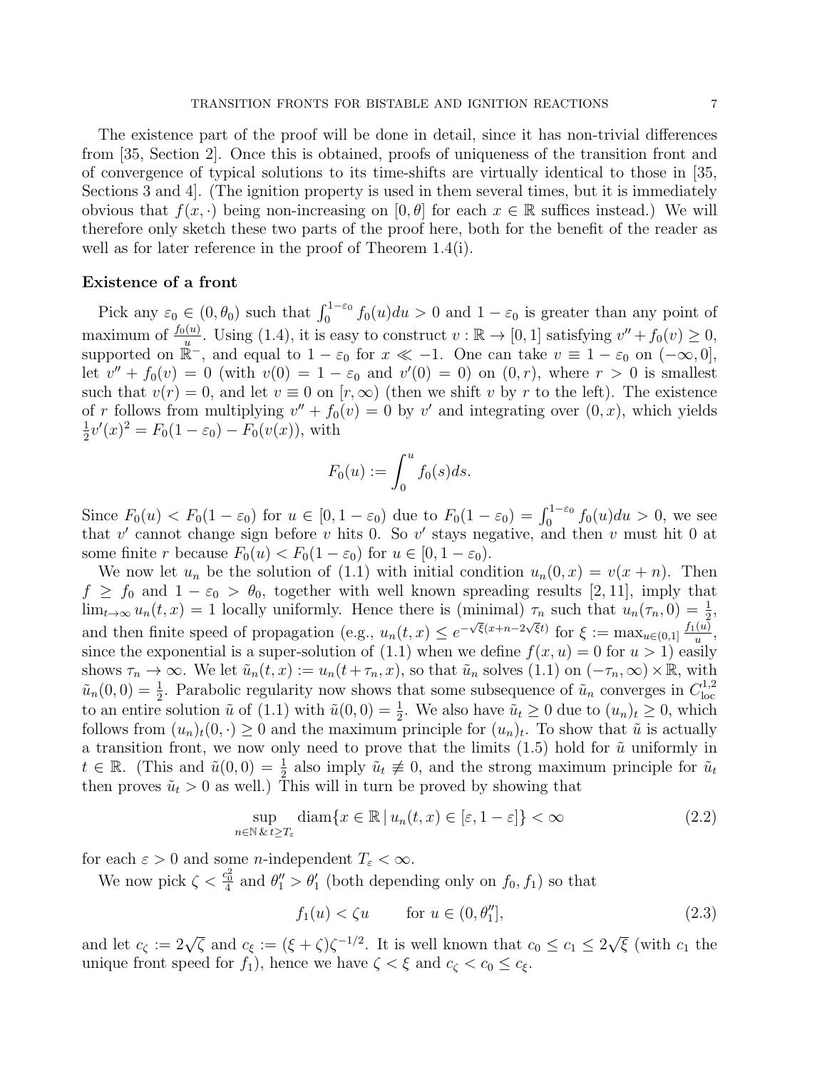The existence part of the proof will be done in detail, since it has non-trivial differences from [35, Section 2]. Once this is obtained, proofs of uniqueness of the transition front and of convergence of typical solutions to its time-shifts are virtually identical to those in [35, Sections 3 and 4]. (The ignition property is used in them several times, but it is immediately obvious that $f(x,\cdot)$ being non-increasing on $[0,\theta]$ for each $x \in \mathbb{R}$ suffices instead.) We will therefore only sketch these two parts of the proof here, both for the benefit of the reader as well as for later reference in the proof of Theorem 1.4(i).

### Existence of a front

Pick any $\varepsilon_0 \in (0, \theta_0)$ such that $\int_0^{1-\varepsilon_0} f_0(u)du > 0$ and $1 - \varepsilon_0$ is greater than any point of maximum of $\frac{f_0(u)}{u}$. Using (1.4), it is easy to construct $v : \mathbb{R} \to [0,1]$ satisfying $v'' + f_0(v) \geq 0$, supported on $\mathbb{R}^-$, and equal to $1-\varepsilon_0$ for $x \ll -1$. One can take $v \equiv 1 - \varepsilon_0$ on $(-\infty, 0]$, let $v'' + f_0(v) = 0$ (with $v(0) = 1 - \varepsilon_0$ and $v'(0) = 0$) on $(0, r)$, where $r > 0$ is smallest such that $v(r) = 0$, and let $v \equiv 0$ on $[r, \infty)$ (then we shift $v$ by $r$ to the left). The existence of $r$ follows from multiplying $v'' + f_0(v) = 0$ by $v'$ and integrating over $(0, x)$, which yields $\frac{1}{2}v'(x)^2 = F_0(1-\varepsilon_0) - F_0(v(x))$, with

$$F_0(u) := \int_0^u f_0(s)ds.$$

Since $F_0(u) < F_0(1-\varepsilon_0)$ for $u \in [0, 1-\varepsilon_0)$ due to $F_0(1-\varepsilon_0) = \int_0^{1-\varepsilon_0} f_0(u)du > 0$, we see that $v'$ cannot change sign before $v$ hits 0. So $v'$ stays negative, and then $v$ must hit 0 at some finite $r$ because $F_0(u) < F_0(1-\varepsilon_0)$ for $u \in [0, 1-\varepsilon_0)$.

We now let $u_n$ be the solution of (1.1) with initial condition $u_n(0,x) = v(x+n)$. Then $f \geq f_0$ and $1 - \varepsilon_0 > \theta_0$, together with well known spreading results [2, 11], imply that $\lim_{t\to\infty} u_n(t,x) = 1$ locally uniformly. Hence there is (minimal) $\tau_n$ such that $u_n(\tau_n, 0) = \frac{1}{2}$, and then finite speed of propagation (e.g., $u_n(t,x) \leq e^{-\sqrt{\xi}(x+n-2\sqrt{\xi}t)}$ for $\xi := \max_{u\in(0,1]} \frac{f_1(u)}{u}$, since the exponential is a super-solution of (1.1) when we define $f(x,u) = 0$ for $u > 1$) easily shows $\tau_n \to \infty$. We let $\tilde{u}_n(t,x) := u_n(t+\tau_n, x)$, so that $\tilde{u}_n$ solves (1.1) on $(-\tau_n, \infty) \times \mathbb{R}$, with $\tilde{u}_n(0,0) = \frac{1}{2}$. Parabolic regularity now shows that some subsequence of $\tilde{u}_n$ converges in $C^{1,2}_{\rm loc}$ to an entire solution $\tilde{u}$ of (1.1) with $\tilde{u}(0,0) = \frac{1}{2}$. We also have $\tilde{u}_t \geq 0$ due to $(u_n)_t \geq 0$, which follows from $(u_n)_t(0,\cdot) \geq 0$ and the maximum principle for $(u_n)_t$. To show that $\tilde{u}$ is actually a transition front, we now only need to prove that the limits (1.5) hold for $\tilde{u}$ uniformly in $t \in \mathbb{R}$. (This and $\tilde{u}(0,0) = \frac{1}{2}$ also imply $\tilde{u}_t \not\equiv 0$, and the strong maximum principle for $\tilde{u}_t$ then proves $\tilde{u}_t > 0$ as well.) This will in turn be proved by showing that

$$\sup_{n\in\mathbb{N}\,\&\,t\geq T_\varepsilon} \operatorname{diam}\{x \in \mathbb{R} \,|\, u_n(t,x) \in [\varepsilon, 1-\varepsilon]\} < \infty \tag{2.2}$$

for each $\varepsilon > 0$ and some $n$-independent $T_\varepsilon < \infty$.

We now pick $\zeta < \frac{c_0^2}{4}$ and $\theta_1'' > \theta_1'$ (both depending only on $f_0, f_1$) so that

$$f_1(u) < \zeta u \qquad \text{for } u \in (0, \theta_1''], \tag{2.3}$$

and let $c_\zeta := 2\sqrt{\zeta}$ and $c_\xi := (\xi + \zeta)\zeta^{-1/2}$. It is well known that $c_0 \leq c_1 \leq 2\sqrt{\xi}$ (with $c_1$ the unique front speed for $f_1$), hence we have $\zeta < \xi$ and $c_\zeta < c_0 \leq c_\xi$.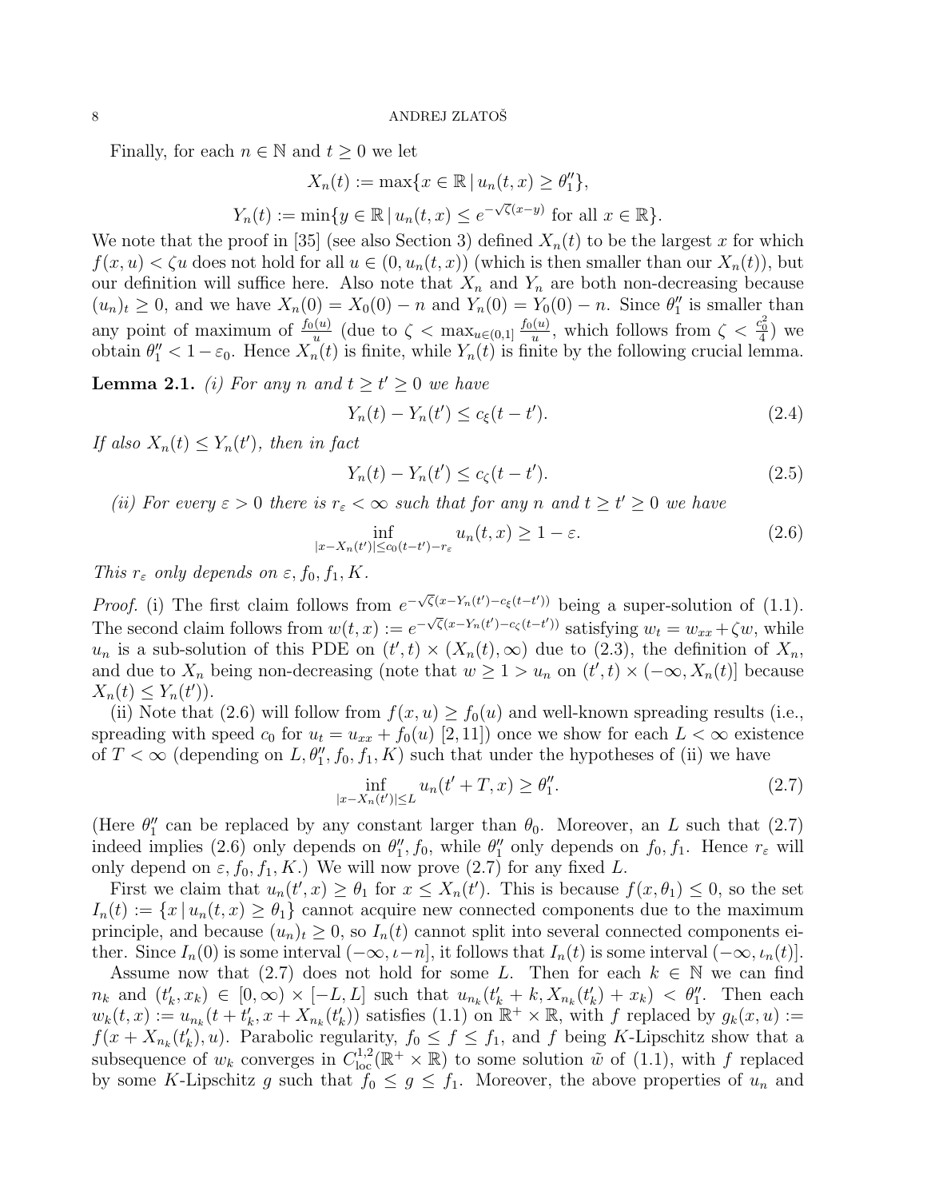Finally, for each $n \in \mathbb{N}$ and $t \geq 0$ we let

$$X_n(t) := \max\{x \in \mathbb{R} \,|\, u_n(t,x) \geq \theta_1''\},$$

$$Y_n(t) := \min\{y \in \mathbb{R} \,|\, u_n(t,x) \leq e^{-\sqrt{\zeta}(x-y)} \text{ for all } x \in \mathbb{R}\}.$$

We note that the proof in [35] (see also Section 3) defined $X_n(t)$ to be the largest $x$ for which $f(x,u) < \zeta u$ does not hold for all $u \in (0, u_n(t,x))$ (which is then smaller than our $X_n(t)$), but our definition will suffice here. Also note that $X_n$ and $Y_n$ are both non-decreasing because $(u_n)_t \geq 0$, and we have $X_n(0) = X_0(0) - n$ and $Y_n(0) = Y_0(0) - n$. Since $\theta_1''$ is smaller than any point of maximum of $\frac{f_0(u)}{u}$ (due to $\zeta < \max_{u \in (0,1]} \frac{f_0(u)}{u}$, which follows from $\zeta < \frac{c_0^2}{4}$) we obtain $\theta_1'' < 1 - \varepsilon_0$. Hence $X_n(t)$ is finite, while $Y_n(t)$ is finite by the following crucial lemma.

**Lemma 2.1.** *(i) For any $n$ and $t \geq t' \geq 0$ we have*

$$Y_n(t) - Y_n(t') \leq c_\xi (t - t'). \tag{2.4}$$

*If also $X_n(t) \leq Y_n(t')$, then in fact*

$$Y_n(t) - Y_n(t') \leq c_\zeta (t - t'). \tag{2.5}$$

*(ii) For every $\varepsilon > 0$ there is $r_\varepsilon < \infty$ such that for any $n$ and $t \geq t' \geq 0$ we have*

$$\inf_{|x - X_n(t')| \leq c_0(t-t') - r_\varepsilon} u_n(t,x) \geq 1 - \varepsilon. \tag{2.6}$$

*This $r_\varepsilon$ only depends on $\varepsilon, f_0, f_1, K$.*

*Proof.* (i) The first claim follows from $e^{-\sqrt{\zeta}(x - Y_n(t') - c_\xi(t-t'))}$ being a super-solution of (1.1). The second claim follows from $w(t,x) := e^{-\sqrt{\zeta}(x - Y_n(t') - c_\zeta(t-t'))}$ satisfying $w_t = w_{xx} + \zeta w$, while $u_n$ is a sub-solution of this PDE on $(t',t) \times (X_n(t), \infty)$ due to (2.3), the definition of $X_n$, and due to $X_n$ being non-decreasing (note that $w \geq 1 > u_n$ on $(t',t) \times (-\infty, X_n(t)]$ because $X_n(t) \leq Y_n(t')$).

(ii) Note that (2.6) will follow from $f(x,u) \geq f_0(u)$ and well-known spreading results (i.e., spreading with speed $c_0$ for $u_t = u_{xx} + f_0(u)$ [2,11]) once we show for each $L < \infty$ existence of $T < \infty$ (depending on $L, \theta_1'', f_0, f_1, K$) such that under the hypotheses of (ii) we have

$$\inf_{|x - X_n(t')| \leq L} u_n(t' + T, x) \geq \theta_1''. \tag{2.7}$$

(Here $\theta_1''$ can be replaced by any constant larger than $\theta_0$. Moreover, an $L$ such that (2.7) indeed implies (2.6) only depends on $\theta_1'', f_0$, while $\theta_1''$ only depends on $f_0, f_1$. Hence $r_\varepsilon$ will only depend on $\varepsilon, f_0, f_1, K$.) We will now prove (2.7) for any fixed $L$.

First we claim that $u_n(t', x) \geq \theta_1$ for $x \leq X_n(t')$. This is because $f(x, \theta_1) \leq 0$, so the set $I_n(t) := \{x \,|\, u_n(t,x) \geq \theta_1\}$ cannot acquire new connected components due to the maximum principle, and because $(u_n)_t \geq 0$, so $I_n(t)$ cannot split into several connected components either. Since $I_n(0)$ is some interval $(-\infty, \iota - n]$, it follows that $I_n(t)$ is some interval $(-\infty, \iota_n(t)]$.

Assume now that (2.7) does not hold for some $L$. Then for each $k \in \mathbb{N}$ we can find $n_k$ and $(t_k', x_k) \in [0, \infty) \times [-L, L]$ such that $u_{n_k}(t_k' + k, X_{n_k}(t_k') + x_k) < \theta_1''$. Then each $w_k(t,x) := u_{n_k}(t + t_k', x + X_{n_k}(t_k'))$ satisfies (1.1) on $\mathbb{R}^+ \times \mathbb{R}$, with $f$ replaced by $g_k(x,u) := f(x + X_{n_k}(t_k'), u)$. Parabolic regularity, $f_0 \leq f \leq f_1$, and $f$ being $K$-Lipschitz show that a subsequence of $w_k$ converges in $C^{1,2}_{\mathrm{loc}}(\mathbb{R}^+ \times \mathbb{R})$ to some solution $\tilde{w}$ of (1.1), with $f$ replaced by some $K$-Lipschitz $g$ such that $f_0 \leq g \leq f_1$. Moreover, the above properties of $u_n$ and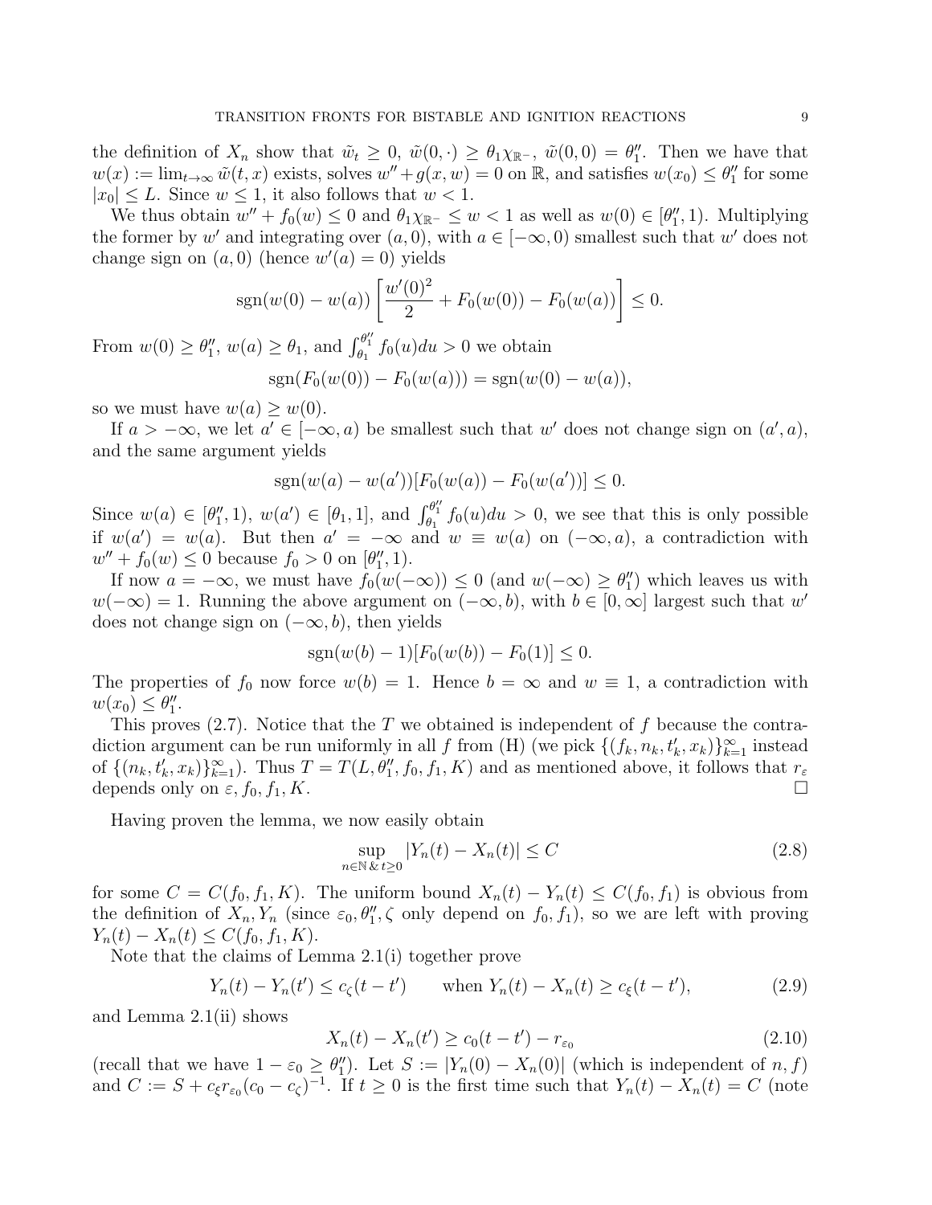the definition of $X_n$ show that $\tilde{w}_t \geq 0$, $\tilde{w}(0,\cdot) \geq \theta_1 \chi_{\mathbb{R}^-}$, $\tilde{w}(0,0) = \theta_1''$. Then we have that $w(x) := \lim_{t\to\infty} \tilde{w}(t,x)$ exists, solves $w'' + g(x,w) = 0$ on $\mathbb{R}$, and satisfies $w(x_0) \leq \theta_1''$ for some $|x_0| \leq L$. Since $w \leq 1$, it also follows that $w < 1$.

We thus obtain $w'' + f_0(w) \leq 0$ and $\theta_1 \chi_{\mathbb{R}^-} \leq w < 1$ as well as $w(0) \in [\theta_1'', 1)$. Multiplying the former by $w'$ and integrating over $(a, 0)$, with $a \in [-\infty, 0)$ smallest such that $w'$ does not change sign on $(a, 0)$ (hence $w'(a) = 0$) yields

$$\operatorname{sgn}(w(0) - w(a)) \left[ \frac{w'(0)^2}{2} + F_0(w(0)) - F_0(w(a)) \right] \leq 0.$$

From $w(0) \geq \theta_1''$, $w(a) \geq \theta_1$, and $\int_{\theta_1}^{\theta_1''} f_0(u)du > 0$ we obtain

$$\operatorname{sgn}(F_0(w(0)) - F_0(w(a))) = \operatorname{sgn}(w(0) - w(a)),$$

so we must have $w(a) \geq w(0)$.

If $a > -\infty$, we let $a' \in [-\infty, a)$ be smallest such that $w'$ does not change sign on $(a', a)$, and the same argument yields

$$\operatorname{sgn}(w(a) - w(a'))[F_0(w(a)) - F_0(w(a'))] \leq 0.$$

Since $w(a) \in [\theta_1'', 1)$, $w(a') \in [\theta_1, 1]$, and $\int_{\theta_1}^{\theta_1''} f_0(u)du > 0$, we see that this is only possible if $w(a') = w(a)$. But then $a' = -\infty$ and $w \equiv w(a)$ on $(-\infty, a)$, a contradiction with $w'' + f_0(w) \leq 0$ because $f_0 > 0$ on $[\theta_1'', 1)$.

If now $a = -\infty$, we must have $f_0(w(-\infty)) \leq 0$ (and $w(-\infty) \geq \theta_1''$) which leaves us with $w(-\infty) = 1$. Running the above argument on $(-\infty, b)$, with $b \in [0, \infty]$ largest such that $w'$ does not change sign on $(-\infty, b)$, then yields

$$\operatorname{sgn}(w(b) - 1)[F_0(w(b)) - F_0(1)] \leq 0.$$

The properties of $f_0$ now force $w(b) = 1$. Hence $b = \infty$ and $w \equiv 1$, a contradiction with $w(x_0) \leq \theta_1''$.

This proves (2.7). Notice that the $T$ we obtained is independent of $f$ because the contradiction argument can be run uniformly in all $f$ from (H) (we pick $\{(f_k, n_k, t_k', x_k)\}_{k=1}^\infty$ instead of $\{(n_k, t_k', x_k)\}_{k=1}^\infty$). Thus $T = T(L, \theta_1'', f_0, f_1, K)$ and as mentioned above, it follows that $r_\varepsilon$ depends only on $\varepsilon, f_0, f_1, K$. $\square$

Having proven the lemma, we now easily obtain

$$\sup_{n\in\mathbb{N}\;\&\;t\geq 0} |Y_n(t) - X_n(t)| \leq C \tag{2.8}$$

for some $C = C(f_0, f_1, K)$. The uniform bound $X_n(t) - Y_n(t) \leq C(f_0, f_1)$ is obvious from the definition of $X_n, Y_n$ (since $\varepsilon_0, \theta_1'', \zeta$ only depend on $f_0, f_1$), so we are left with proving $Y_n(t) - X_n(t) \leq C(f_0, f_1, K)$.

Note that the claims of Lemma 2.1(i) together prove

$$Y_n(t) - Y_n(t') \leq c_\zeta (t - t') \qquad \text{when } Y_n(t) - X_n(t) \geq c_\xi (t - t'), \tag{2.9}$$

and Lemma 2.1(ii) shows

$$X_n(t) - X_n(t') \geq c_0 (t - t') - r_{\varepsilon_0} \tag{2.10}$$

(recall that we have $1 - \varepsilon_0 \geq \theta_1''$). Let $S := |Y_n(0) - X_n(0)|$ (which is independent of $n, f$) and $C := S + c_\xi r_{\varepsilon_0} (c_0 - c_\zeta)^{-1}$. If $t \geq 0$ is the first time such that $Y_n(t) - X_n(t) = C$ (note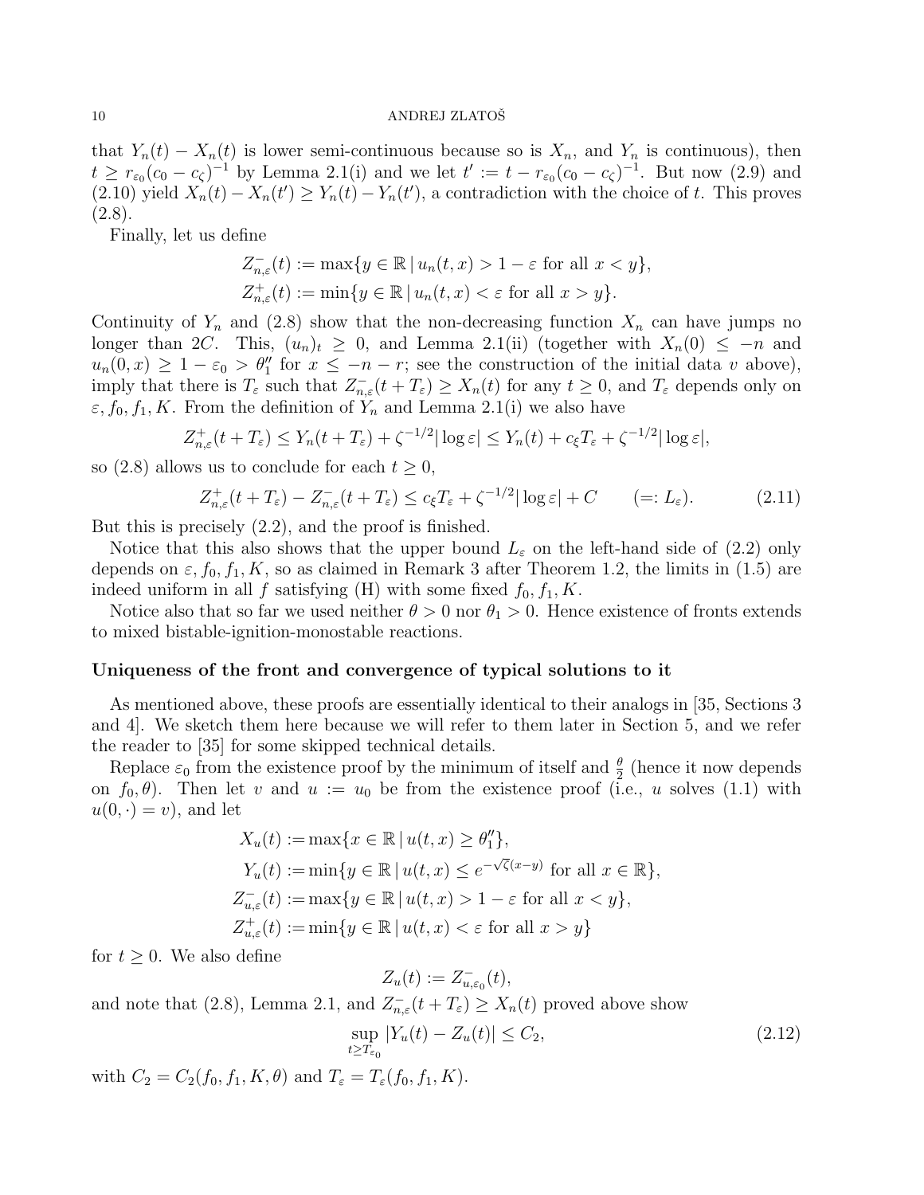that $Y_n(t) - X_n(t)$ is lower semi-continuous because so is $X_n$, and $Y_n$ is continuous), then $t \geq r_{\varepsilon_0}(c_0 - c_\zeta)^{-1}$ by Lemma 2.1(i) and we let $t' := t - r_{\varepsilon_0}(c_0 - c_\zeta)^{-1}$. But now (2.9) and (2.10) yield $X_n(t) - X_n(t') \geq Y_n(t) - Y_n(t')$, a contradiction with the choice of $t$. This proves (2.8).

Finally, let us define

$$Z^-_{n,\varepsilon}(t) := \max\{y \in \mathbb{R} \,|\, u_n(t,x) > 1 - \varepsilon \text{ for all } x < y\},$$
$$Z^+_{n,\varepsilon}(t) := \min\{y \in \mathbb{R} \,|\, u_n(t,x) < \varepsilon \text{ for all } x > y\}.$$

Continuity of $Y_n$ and (2.8) show that the non-decreasing function $X_n$ can have jumps no longer than $2C$. This, $(u_n)_t \geq 0$, and Lemma 2.1(ii) (together with $X_n(0) \leq -n$ and $u_n(0,x) \geq 1 - \varepsilon_0 > \theta_1''$ for $x \leq -n - r$; see the construction of the initial data $v$ above), imply that there is $T_\varepsilon$ such that $Z^-_{n,\varepsilon}(t + T_\varepsilon) \geq X_n(t)$ for any $t \geq 0$, and $T_\varepsilon$ depends only on $\varepsilon, f_0, f_1, K$. From the definition of $Y_n$ and Lemma 2.1(i) we also have

$$Z^+_{n,\varepsilon}(t + T_\varepsilon) \leq Y_n(t + T_\varepsilon) + \zeta^{-1/2}|\log \varepsilon| \leq Y_n(t) + c_\xi T_\varepsilon + \zeta^{-1/2}|\log \varepsilon|,$$

so (2.8) allows us to conclude for each $t \geq 0$,

$$Z^+_{n,\varepsilon}(t + T_\varepsilon) - Z^-_{n,\varepsilon}(t + T_\varepsilon) \leq c_\xi T_\varepsilon + \zeta^{-1/2}|\log \varepsilon| + C \qquad (=: L_\varepsilon). \tag{2.11}$$

But this is precisely (2.2), and the proof is finished.

Notice that this also shows that the upper bound $L_\varepsilon$ on the left-hand side of (2.2) only depends on $\varepsilon, f_0, f_1, K$, so as claimed in Remark 3 after Theorem 1.2, the limits in (1.5) are indeed uniform in all $f$ satisfying (H) with some fixed $f_0, f_1, K$.

Notice also that so far we used neither $\theta > 0$ nor $\theta_1 > 0$. Hence existence of fronts extends to mixed bistable-ignition-monostable reactions.

**Uniqueness of the front and convergence of typical solutions to it**

As mentioned above, these proofs are essentially identical to their analogs in [35, Sections 3 and 4]. We sketch them here because we will refer to them later in Section 5, and we refer the reader to [35] for some skipped technical details.

Replace $\varepsilon_0$ from the existence proof by the minimum of itself and $\frac{\theta}{2}$ (hence it now depends on $f_0, \theta$). Then let $v$ and $u := u_0$ be from the existence proof (i.e., $u$ solves (1.1) with $u(0,\cdot) = v$), and let

$$X_u(t) := \max\{x \in \mathbb{R} \,|\, u(t,x) \geq \theta_1''\},$$
$$Y_u(t) := \min\{y \in \mathbb{R} \,|\, u(t,x) \leq e^{-\sqrt{\zeta}(x-y)} \text{ for all } x \in \mathbb{R}\},$$
$$Z^-_{u,\varepsilon}(t) := \max\{y \in \mathbb{R} \,|\, u(t,x) > 1 - \varepsilon \text{ for all } x < y\},$$
$$Z^+_{u,\varepsilon}(t) := \min\{y \in \mathbb{R} \,|\, u(t,x) < \varepsilon \text{ for all } x > y\}$$

for $t \geq 0$. We also define

$$Z_u(t) := Z^-_{u,\varepsilon_0}(t),$$

and note that (2.8), Lemma 2.1, and $Z^-_{n,\varepsilon}(t + T_\varepsilon) \geq X_n(t)$ proved above show

$$\sup_{t \geq T_{\varepsilon_0}} |Y_u(t) - Z_u(t)| \leq C_2, \tag{2.12}$$

with $C_2 = C_2(f_0, f_1, K, \theta)$ and $T_\varepsilon = T_\varepsilon(f_0, f_1, K)$.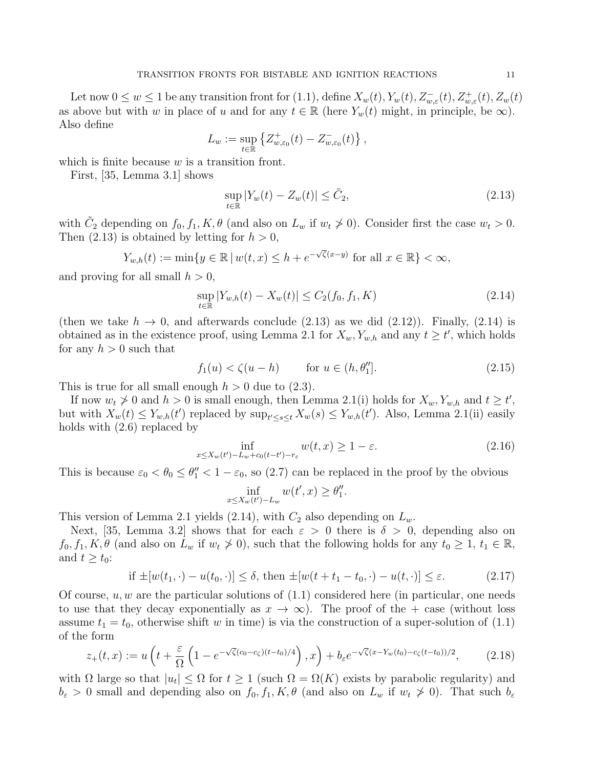Let now $0 \le w \le 1$ be any transition front for (1.1), define $X_w(t), Y_w(t), Z^-_{w,\varepsilon}(t), Z^+_{w,\varepsilon}(t), Z_w(t)$ as above but with $w$ in place of $u$ and for any $t \in \mathbb{R}$ (here $Y_w(t)$ might, in principle, be $\infty$). Also define

$$L_w := \sup_{t\in\mathbb{R}} \left\{ Z^+_{w,\varepsilon_0}(t) - Z^-_{w,\varepsilon_0}(t) \right\},$$

which is finite because $w$ is a transition front.

First, [35, Lemma 3.1] shows

$$\sup_{t\in\mathbb{R}} |Y_w(t) - Z_w(t)| \le \tilde{C}_2, \tag{2.13}$$

with $\tilde{C}_2$ depending on $f_0, f_1, K, \theta$ (and also on $L_w$ if $w_t \not> 0$). Consider first the case $w_t > 0$. Then (2.13) is obtained by letting for $h > 0$,

$$Y_{w,h}(t) := \min\{y \in \mathbb{R} \,|\, w(t,x) \le h + e^{-\sqrt{\zeta}(x-y)} \text{ for all } x \in \mathbb{R}\} < \infty,$$

and proving for all small $h > 0$,

$$\sup_{t\in\mathbb{R}} |Y_{w,h}(t) - X_w(t)| \le C_2(f_0, f_1, K) \tag{2.14}$$

(then we take $h \to 0$, and afterwards conclude (2.13) as we did (2.12)). Finally, (2.14) is obtained as in the existence proof, using Lemma 2.1 for $X_w, Y_{w,h}$ and any $t \ge t'$, which holds for any $h > 0$ such that

$$f_1(u) < \zeta(u - h) \qquad \text{for } u \in (h, \theta_1''].  \tag{2.15}$$

This is true for all small enough $h > 0$ due to (2.3).

If now $w_t \not> 0$ and $h > 0$ is small enough, then Lemma 2.1(i) holds for $X_w, Y_{w,h}$ and $t \ge t'$, but with $X_w(t) \le Y_{w,h}(t')$ replaced by $\sup_{t'\le s\le t} X_w(s) \le Y_{w,h}(t')$. Also, Lemma 2.1(ii) easily holds with (2.6) replaced by

$$\inf_{x \le X_w(t') - L_w + c_0(t-t') - r_\varepsilon} w(t,x) \ge 1 - \varepsilon. \tag{2.16}$$

This is because $\varepsilon_0 < \theta_0 \le \theta_1'' < 1 - \varepsilon_0$, so (2.7) can be replaced in the proof by the obvious

$$\inf_{x \le X_w(t') - L_w} w(t', x) \ge \theta_1''.$$

This version of Lemma 2.1 yields (2.14), with $C_2$ also depending on $L_w$.

Next, [35, Lemma 3.2] shows that for each $\varepsilon > 0$ there is $\delta > 0$, depending also on $f_0, f_1, K, \theta$ (and also on $L_w$ if $w_t \not> 0$), such that the following holds for any $t_0 \ge 1$, $t_1 \in \mathbb{R}$, and $t \ge t_0$:

$$\text{if } \pm[w(t_1,\cdot) - u(t_0,\cdot)] \le \delta, \text{ then } \pm[w(t + t_1 - t_0, \cdot) - u(t,\cdot)] \le \varepsilon. \tag{2.17}$$

Of course, $u, w$ are the particular solutions of (1.1) considered here (in particular, one needs to use that they decay exponentially as $x \to \infty$). The proof of the $+$ case (without loss assume $t_1 = t_0$, otherwise shift $w$ in time) is via the construction of a super-solution of (1.1) of the form

$$z_+(t,x) := u\left(t + \frac{\varepsilon}{\Omega}\left(1 - e^{-\sqrt{\zeta}(c_0 - c_\zeta)(t-t_0)/4}\right), x\right) + b_\varepsilon e^{-\sqrt{\zeta}(x - Y_w(t_0) - c_\zeta(t-t_0))/2}, \tag{2.18}$$

with $\Omega$ large so that $|u_t| \le \Omega$ for $t \ge 1$ (such $\Omega = \Omega(K)$ exists by parabolic regularity) and $b_\varepsilon > 0$ small and depending also on $f_0, f_1, K, \theta$ (and also on $L_w$ if $w_t \not> 0$). That such $b_\varepsilon$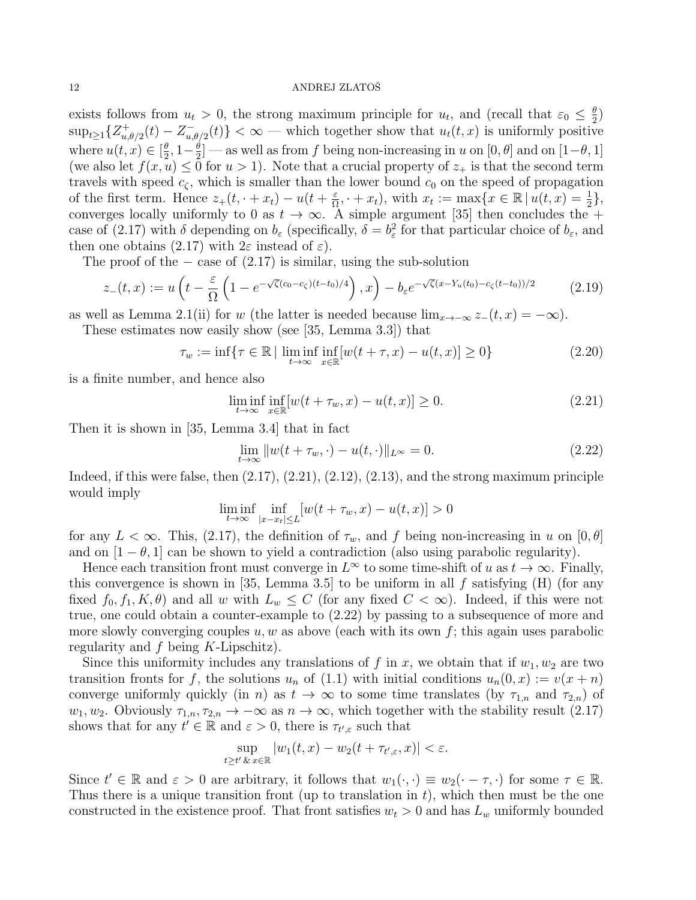exists follows from $u_t > 0$, the strong maximum principle for $u_t$, and (recall that $\varepsilon_0 \leq \frac{\theta}{2}$) $\sup_{t\geq 1}\{Z^+_{u,\theta/2}(t) - Z^-_{u,\theta/2}(t)\} < \infty$ — which together show that $u_t(t,x)$ is uniformly positive where $u(t,x) \in [\frac{\theta}{2}, 1-\frac{\theta}{2}]$ — as well as from $f$ being non-increasing in $u$ on $[0,\theta]$ and on $[1-\theta,1]$ (we also let $f(x,u) \leq 0$ for $u > 1$). Note that a crucial property of $z_+$ is that the second term travels with speed $c_\zeta$, which is smaller than the lower bound $c_0$ on the speed of propagation of the first term. Hence $z_+(t,\cdot + x_t) - u(t+\frac{\varepsilon}{\Omega},\cdot + x_t)$, with $x_t := \max\{x \in \mathbb{R} \,|\, u(t,x) = \frac{1}{2}\}$, converges locally uniformly to 0 as $t \to \infty$. A simple argument [35] then concludes the + case of (2.17) with $\delta$ depending on $b_\varepsilon$ (specifically, $\delta = b_\varepsilon^2$ for that particular choice of $b_\varepsilon$, and then one obtains (2.17) with $2\varepsilon$ instead of $\varepsilon$).

The proof of the − case of (2.17) is similar, using the sub-solution

$$z_-(t,x) := u\left(t - \frac{\varepsilon}{\Omega}\left(1 - e^{-\sqrt{\zeta}(c_0-c_\zeta)(t-t_0)/4}\right), x\right) - b_\varepsilon e^{-\sqrt{\zeta}(x - Y_u(t_0) - c_\zeta(t-t_0))/2} \tag{2.19}$$

as well as Lemma 2.1(ii) for $w$ (the latter is needed because $\lim_{x\to-\infty} z_-(t,x) = -\infty$).

These estimates now easily show (see [35, Lemma 3.3]) that

$$\tau_w := \inf\{\tau \in \mathbb{R} \,|\, \liminf_{t\to\infty} \inf_{x\in\mathbb{R}} [w(t+\tau,x) - u(t,x)] \geq 0\} \tag{2.20}$$

is a finite number, and hence also

$$\liminf_{t\to\infty} \inf_{x\in\mathbb{R}} [w(t+\tau_w,x) - u(t,x)] \geq 0. \tag{2.21}$$

Then it is shown in [35, Lemma 3.4] that in fact

$$\lim_{t\to\infty} \|w(t+\tau_w,\cdot) - u(t,\cdot)\|_{L^\infty} = 0. \tag{2.22}$$

Indeed, if this were false, then (2.17), (2.21), (2.12), (2.13), and the strong maximum principle would imply

$$\liminf_{t\to\infty} \inf_{|x-x_t|\leq L} [w(t+\tau_w,x) - u(t,x)] > 0$$

for any $L < \infty$. This, (2.17), the definition of $\tau_w$, and $f$ being non-increasing in $u$ on $[0,\theta]$ and on $[1-\theta,1]$ can be shown to yield a contradiction (also using parabolic regularity).

Hence each transition front must converge in $L^\infty$ to some time-shift of $u$ as $t \to \infty$. Finally, this convergence is shown in [35, Lemma 3.5] to be uniform in all $f$ satisfying (H) (for any fixed $f_0, f_1, K, \theta$) and all $w$ with $L_w \leq C$ (for any fixed $C < \infty$). Indeed, if this were not true, one could obtain a counter-example to (2.22) by passing to a subsequence of more and more slowly converging couples $u, w$ as above (each with its own $f$; this again uses parabolic regularity and $f$ being $K$-Lipschitz).

Since this uniformity includes any translations of $f$ in $x$, we obtain that if $w_1, w_2$ are two transition fronts for $f$, the solutions $u_n$ of (1.1) with initial conditions $u_n(0,x) := v(x+n)$ converge uniformly quickly (in $n$) as $t \to \infty$ to some time translates (by $\tau_{1,n}$ and $\tau_{2,n}$) of $w_1, w_2$. Obviously $\tau_{1,n}, \tau_{2,n} \to -\infty$ as $n \to \infty$, which together with the stability result (2.17) shows that for any $t' \in \mathbb{R}$ and $\varepsilon > 0$, there is $\tau_{t',\varepsilon}$ such that

$$\sup_{t\geq t' \,\&\, x\in\mathbb{R}} |w_1(t,x) - w_2(t+\tau_{t',\varepsilon},x)| < \varepsilon.$$

Since $t' \in \mathbb{R}$ and $\varepsilon > 0$ are arbitrary, it follows that $w_1(\cdot,\cdot) \equiv w_2(\cdot - \tau,\cdot)$ for some $\tau \in \mathbb{R}$. Thus there is a unique transition front (up to translation in $t$), which then must be the one constructed in the existence proof. That front satisfies $w_t > 0$ and has $L_w$ uniformly bounded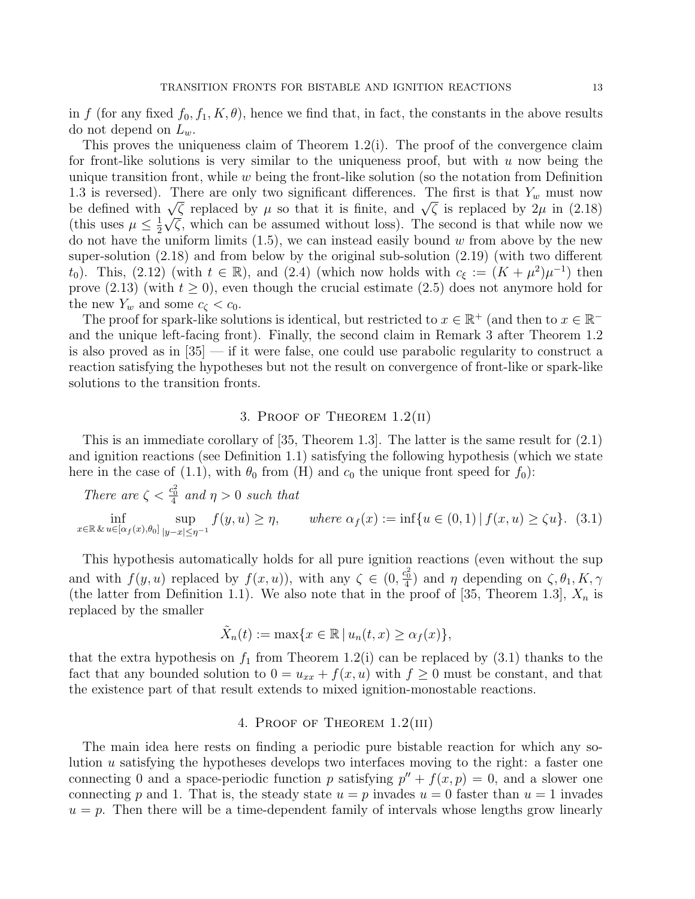in $f$ (for any fixed $f_0, f_1, K, \theta$), hence we find that, in fact, the constants in the above results do not depend on $L_w$.

This proves the uniqueness claim of Theorem 1.2(i). The proof of the convergence claim for front-like solutions is very similar to the uniqueness proof, but with $u$ now being the unique transition front, while $w$ being the front-like solution (so the notation from Definition 1.3 is reversed). There are only two significant differences. The first is that $Y_w$ must now be defined with $\sqrt{\zeta}$ replaced by $\mu$ so that it is finite, and $\sqrt{\zeta}$ is replaced by $2\mu$ in (2.18) (this uses $\mu \le \frac{1}{2}\sqrt{\zeta}$, which can be assumed without loss). The second is that while now we do not have the uniform limits (1.5), we can instead easily bound $w$ from above by the new super-solution (2.18) and from below by the original sub-solution (2.19) (with two different $t_0$). This, (2.12) (with $t \in \mathbb{R}$), and (2.4) (which now holds with $c_\xi := (K + \mu^2)\mu^{-1}$) then prove (2.13) (with $t \ge 0$), even though the crucial estimate (2.5) does not anymore hold for the new $Y_w$ and some $c_\zeta < c_0$.

The proof for spark-like solutions is identical, but restricted to $x \in \mathbb{R}^+$ (and then to $x \in \mathbb{R}^-$ and the unique left-facing front). Finally, the second claim in Remark 3 after Theorem 1.2 is also proved as in [35] — if it were false, one could use parabolic regularity to construct a reaction satisfying the hypotheses but not the result on convergence of front-like or spark-like solutions to the transition fronts.

## 3. Proof of Theorem 1.2(ii)

This is an immediate corollary of [35, Theorem 1.3]. The latter is the same result for (2.1) and ignition reactions (see Definition 1.1) satisfying the following hypothesis (which we state here in the case of (1.1), with $\theta_0$ from (H) and $c_0$ the unique front speed for $f_0$):

*There are $\zeta < \frac{c_0^2}{4}$ and $\eta > 0$ such that*

$$\inf_{x \in \mathbb{R} \,\&\, u \in [\alpha_f(x), \theta_0]} \; \sup_{|y - x| \le \eta^{-1}} f(y, u) \ge \eta, \qquad \textit{where } \alpha_f(x) := \inf\{u \in (0,1) \,|\, f(x,u) \ge \zeta u\}. \quad (3.1)$$

This hypothesis automatically holds for all pure ignition reactions (even without the sup and with $f(y,u)$ replaced by $f(x,u)$), with any $\zeta \in (0, \frac{c_0^2}{4})$ and $\eta$ depending on $\zeta, \theta_1, K, \gamma$ (the latter from Definition 1.1). We also note that in the proof of [35, Theorem 1.3], $X_n$ is replaced by the smaller

$$\tilde{X}_n(t) := \max\{x \in \mathbb{R} \,|\, u_n(t,x) \ge \alpha_f(x)\},$$

that the extra hypothesis on $f_1$ from Theorem 1.2(i) can be replaced by (3.1) thanks to the fact that any bounded solution to $0 = u_{xx} + f(x,u)$ with $f \ge 0$ must be constant, and that the existence part of that result extends to mixed ignition-monostable reactions.

## 4. Proof of Theorem 1.2(iii)

The main idea here rests on finding a periodic pure bistable reaction for which any solution $u$ satisfying the hypotheses develops two interfaces moving to the right: a faster one connecting 0 and a space-periodic function $p$ satisfying $p'' + f(x,p) = 0$, and a slower one connecting $p$ and 1. That is, the steady state $u = p$ invades $u = 0$ faster than $u = 1$ invades $u = p$. Then there will be a time-dependent family of intervals whose lengths grow linearly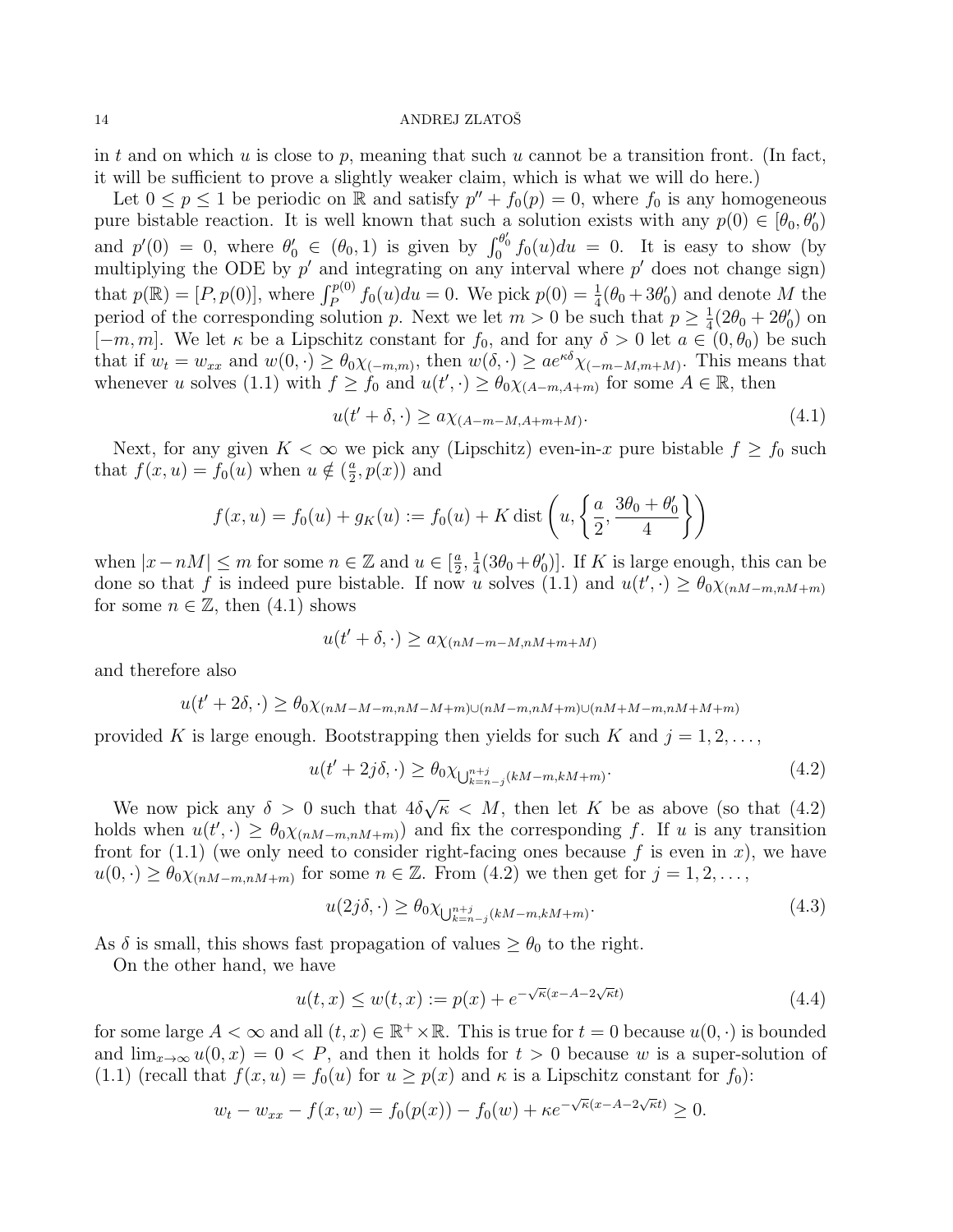in $t$ and on which $u$ is close to $p$, meaning that such $u$ cannot be a transition front. (In fact, it will be sufficient to prove a slightly weaker claim, which is what we will do here.)

Let $0 \le p \le 1$ be periodic on $\mathbb{R}$ and satisfy $p'' + f_0(p) = 0$, where $f_0$ is any homogeneous pure bistable reaction. It is well known that such a solution exists with any $p(0) \in [\theta_0, \theta_0')$ and $p'(0) = 0$, where $\theta_0' \in (\theta_0, 1)$ is given by $\int_0^{\theta_0'} f_0(u)du = 0$. It is easy to show (by multiplying the ODE by $p'$ and integrating on any interval where $p'$ does not change sign) that $p(\mathbb{R}) = [P, p(0)]$, where $\int_P^{p(0)} f_0(u)du = 0$. We pick $p(0) = \frac{1}{4}(\theta_0 + 3\theta_0')$ and denote $M$ the period of the corresponding solution $p$. Next we let $m > 0$ be such that $p \ge \frac{1}{4}(2\theta_0 + 2\theta_0')$ on $[-m, m]$. We let $\kappa$ be a Lipschitz constant for $f_0$, and for any $\delta > 0$ let $a \in (0, \theta_0)$ be such that if $w_t = w_{xx}$ and $w(0, \cdot) \ge \theta_0 \chi_{(-m,m)}$, then $w(\delta, \cdot) \ge a e^{\kappa\delta} \chi_{(-m-M,m+M)}$. This means that whenever $u$ solves (1.1) with $f \ge f_0$ and $u(t', \cdot) \ge \theta_0 \chi_{(A-m,A+m)}$ for some $A \in \mathbb{R}$, then

$$u(t' + \delta, \cdot) \ge a\chi_{(A-m-M,A+m+M)}. \tag{4.1}$$

Next, for any given $K < \infty$ we pick any (Lipschitz) even-in-$x$ pure bistable $f \ge f_0$ such that $f(x, u) = f_0(u)$ when $u \notin (\frac{a}{2}, p(x))$ and

$$f(x, u) = f_0(u) + g_K(u) := f_0(u) + K \operatorname{dist}\left(u, \left\{\frac{a}{2}, \frac{3\theta_0 + \theta_0'}{4}\right\}\right)$$

when $|x - nM| \le m$ for some $n \in \mathbb{Z}$ and $u \in [\frac{a}{2}, \frac{1}{4}(3\theta_0 + \theta_0')]$. If $K$ is large enough, this can be done so that $f$ is indeed pure bistable. If now $u$ solves (1.1) and $u(t', \cdot) \ge \theta_0 \chi_{(nM-m,nM+m)}$ for some $n \in \mathbb{Z}$, then (4.1) shows

$$u(t' + \delta, \cdot) \ge a\chi_{(nM-m-M,nM+m+M)}$$

and therefore also

$$u(t' + 2\delta, \cdot) \ge \theta_0 \chi_{(nM-M-m,nM-M+m)\cup(nM-m,nM+m)\cup(nM+M-m,nM+M+m)}$$

provided $K$ is large enough. Bootstrapping then yields for such $K$ and $j = 1, 2, \dots,$

$$u(t' + 2j\delta, \cdot) \ge \theta_0 \chi_{\bigcup_{k=n-j}^{n+j}(kM-m,kM+m)}. \tag{4.2}$$

We now pick any $\delta > 0$ such that $4\delta\sqrt{\kappa} < M$, then let $K$ be as above (so that (4.2) holds when $u(t', \cdot) \ge \theta_0 \chi_{(nM-m,nM+m)}$) and fix the corresponding $f$. If $u$ is any transition front for (1.1) (we only need to consider right-facing ones because $f$ is even in $x$), we have $u(0, \cdot) \ge \theta_0 \chi_{(nM-m,nM+m)}$ for some $n \in \mathbb{Z}$. From (4.2) we then get for $j = 1, 2, \dots,$

$$u(2j\delta, \cdot) \ge \theta_0 \chi_{\bigcup_{k=n-j}^{n+j}(kM-m,kM+m)}. \tag{4.3}$$

As $\delta$ is small, this shows fast propagation of values $\ge \theta_0$ to the right.

On the other hand, we have

$$u(t, x) \le w(t, x) := p(x) + e^{-\sqrt{\kappa}(x-A-2\sqrt{\kappa}t)} \tag{4.4}$$

for some large $A < \infty$ and all $(t, x) \in \mathbb{R}^+ \times \mathbb{R}$. This is true for $t = 0$ because $u(0, \cdot)$ is bounded and $\lim_{x\to\infty} u(0, x) = 0 < P$, and then it holds for $t > 0$ because $w$ is a super-solution of (1.1) (recall that $f(x, u) = f_0(u)$ for $u \ge p(x)$ and $\kappa$ is a Lipschitz constant for $f_0$):

$$w_t - w_{xx} - f(x, w) = f_0(p(x)) - f_0(w) + \kappa e^{-\sqrt{\kappa}(x-A-2\sqrt{\kappa}t)} \ge 0.$$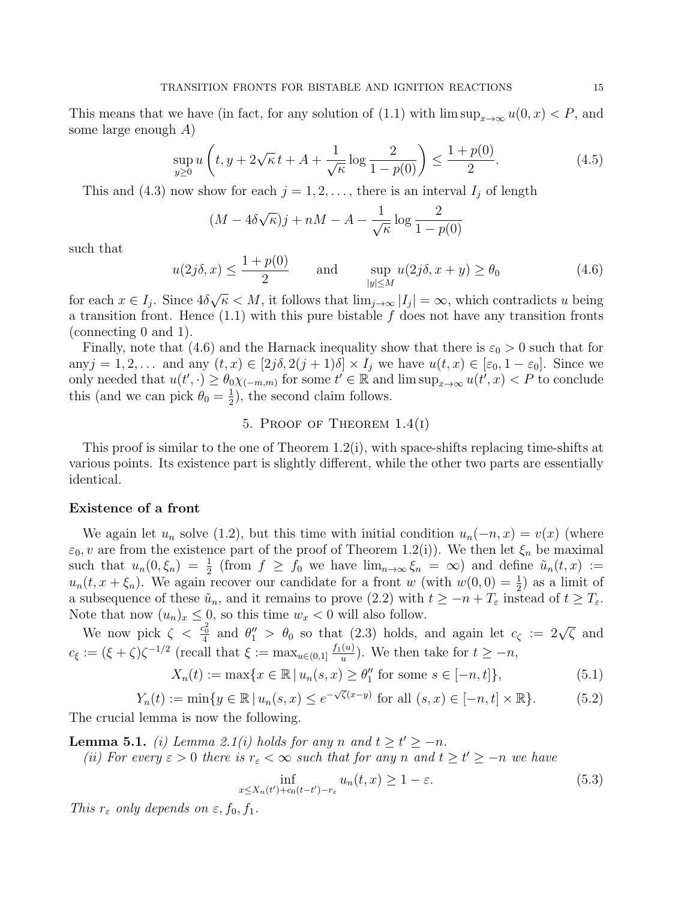This means that we have (in fact, for any solution of (1.1) with $\limsup_{x\to\infty} u(0,x) < P$, and some large enough $A$)

$$\sup_{y\geq 0} u\left(t, y + 2\sqrt{\kappa}\, t + A + \frac{1}{\sqrt{\kappa}} \log \frac{2}{1-p(0)}\right) \leq \frac{1+p(0)}{2}. \tag{4.5}$$

This and (4.3) now show for each $j = 1, 2, \dots$, there is an interval $I_j$ of length

$$(M - 4\delta\sqrt{\kappa})j + nM - A - \frac{1}{\sqrt{\kappa}} \log \frac{2}{1-p(0)}$$

such that

$$u(2j\delta, x) \leq \frac{1+p(0)}{2} \qquad \text{and} \qquad \sup_{|y|\leq M} u(2j\delta, x+y) \geq \theta_0 \tag{4.6}$$

for each $x \in I_j$. Since $4\delta\sqrt{\kappa} < M$, it follows that $\lim_{j\to\infty} |I_j| = \infty$, which contradicts $u$ being a transition front. Hence (1.1) with this pure bistable $f$ does not have any transition fronts (connecting 0 and 1).

Finally, note that (4.6) and the Harnack inequality show that there is $\varepsilon_0 > 0$ such that for any $j = 1, 2, \dots$ and any $(t,x) \in [2j\delta, 2(j+1)\delta] \times I_j$ we have $u(t,x) \in [\varepsilon_0, 1-\varepsilon_0]$. Since we only needed that $u(t', \cdot) \geq \theta_0 \chi_{(-m,m)}$ for some $t' \in \mathbb{R}$ and $\limsup_{x\to\infty} u(t', x) < P$ to conclude this (and we can pick $\theta_0 = \frac{1}{2}$), the second claim follows.

## 5. Proof of Theorem 1.4(i)

This proof is similar to the one of Theorem 1.2(i), with space-shifts replacing time-shifts at various points. Its existence part is slightly different, while the other two parts are essentially identical.

**Existence of a front**

We again let $u_n$ solve (1.2), but this time with initial condition $u_n(-n, x) = v(x)$ (where $\varepsilon_0, v$ are from the existence part of the proof of Theorem 1.2(i)). We then let $\xi_n$ be maximal such that $u_n(0, \xi_n) = \frac{1}{2}$ (from $f \geq f_0$ we have $\lim_{n\to\infty} \xi_n = \infty$) and define $\tilde{u}_n(t,x) := u_n(t, x + \xi_n)$. We again recover our candidate for a front $w$ (with $w(0,0) = \frac{1}{2}$) as a limit of a subsequence of these $\tilde{u}_n$, and it remains to prove (2.2) with $t \geq -n + T_\varepsilon$ instead of $t \geq T_\varepsilon$. Note that now $(u_n)_x \leq 0$, so this time $w_x < 0$ will also follow.

We now pick $\zeta < \frac{c_0^2}{4}$ and $\theta_1'' > \theta_0$ so that (2.3) holds, and again let $c_\zeta := 2\sqrt{\zeta}$ and $c_\xi := (\xi + \zeta)\zeta^{-1/2}$ (recall that $\xi := \max_{u\in(0,1]} \frac{f_1(u)}{u}$). We then take for $t \geq -n$,

$$X_n(t) := \max\{x \in \mathbb{R} \,|\, u_n(s,x) \geq \theta_1'' \text{ for some } s \in [-n, t]\}, \tag{5.1}$$

$$Y_n(t) := \min\{y \in \mathbb{R} \,|\, u_n(s,x) \leq e^{-\sqrt{\zeta}(x-y)} \text{ for all } (s,x) \in [-n,t] \times \mathbb{R}\}. \tag{5.2}$$

The crucial lemma is now the following.

**Lemma 5.1.** *(i) Lemma 2.1(i) holds for any $n$ and $t \geq t' \geq -n$.*

*(ii) For every $\varepsilon > 0$ there is $r_\varepsilon < \infty$ such that for any $n$ and $t \geq t' \geq -n$ we have*

$$\inf_{x \leq X_n(t') + c_0(t-t') - r_\varepsilon} u_n(t,x) \geq 1 - \varepsilon. \tag{5.3}$$

*This $r_\varepsilon$ only depends on $\varepsilon, f_0, f_1$.*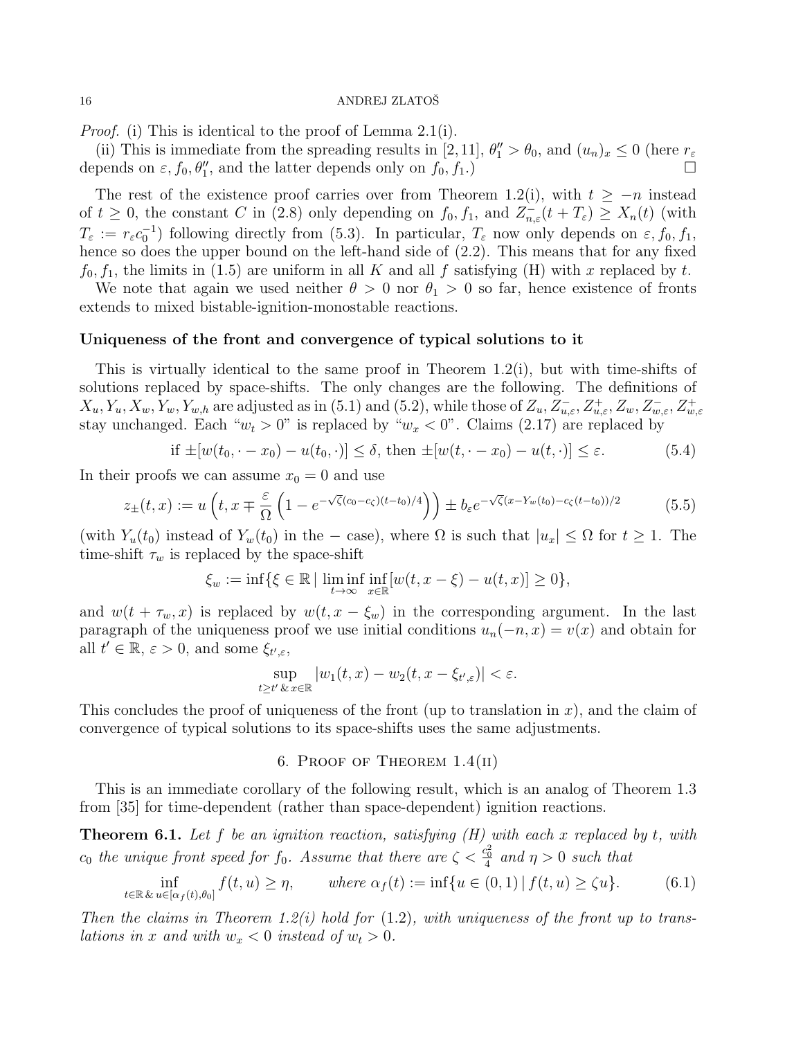*Proof.* (i) This is identical to the proof of Lemma 2.1(i).

(ii) This is immediate from the spreading results in [2, 11], $\theta_1'' > \theta_0$, and $(u_n)_x \le 0$ (here $r_\varepsilon$ depends on $\varepsilon, f_0, \theta_1''$, and the latter depends only on $f_0, f_1$.) $\square$

The rest of the existence proof carries over from Theorem 1.2(i), with $t \ge -n$ instead of $t \ge 0$, the constant $C$ in (2.8) only depending on $f_0, f_1$, and $Z^-_{n,\varepsilon}(t + T_\varepsilon) \ge X_n(t)$ (with $T_\varepsilon := r_\varepsilon c_0^{-1}$) following directly from (5.3). In particular, $T_\varepsilon$ now only depends on $\varepsilon, f_0, f_1$, hence so does the upper bound on the left-hand side of (2.2). This means that for any fixed $f_0, f_1$, the limits in (1.5) are uniform in all $K$ and all $f$ satisfying (H) with $x$ replaced by $t$.

We note that again we used neither $\theta > 0$ nor $\theta_1 > 0$ so far, hence existence of fronts extends to mixed bistable-ignition-monostable reactions.

**Uniqueness of the front and convergence of typical solutions to it**

This is virtually identical to the same proof in Theorem 1.2(i), but with time-shifts of solutions replaced by space-shifts. The only changes are the following. The definitions of $X_u, Y_u, X_w, Y_w, Y_{w,h}$ are adjusted as in (5.1) and (5.2), while those of $Z_u, Z^-_{u,\varepsilon}, Z^+_{u,\varepsilon}, Z_w, Z^-_{w,\varepsilon}, Z^+_{w,\varepsilon}$ stay unchanged. Each "$w_t > 0$" is replaced by "$w_x < 0$". Claims (2.17) are replaced by

$$\text{if } \pm[w(t_0, \cdot - x_0) - u(t_0, \cdot)] \le \delta, \text{ then } \pm[w(t, \cdot - x_0) - u(t, \cdot)] \le \varepsilon. \tag{5.4}$$

In their proofs we can assume $x_0 = 0$ and use

$$z_\pm(t, x) := u\left(t, x \mp \frac{\varepsilon}{\Omega}\left(1 - e^{-\sqrt{\zeta}(c_0 - c_\zeta)(t - t_0)/4}\right)\right) \pm b_\varepsilon e^{-\sqrt{\zeta}(x - Y_w(t_0) - c_\zeta(t - t_0))/2} \tag{5.5}$$

(with $Y_u(t_0)$ instead of $Y_w(t_0)$ in the $-$ case), where $\Omega$ is such that $|u_x| \le \Omega$ for $t \ge 1$. The time-shift $\tau_w$ is replaced by the space-shift

$$\xi_w := \inf\{\xi \in \mathbb{R} \mid \liminf_{t \to \infty} \inf_{x \in \mathbb{R}} [w(t, x - \xi) - u(t, x)] \ge 0\},$$

and $w(t + \tau_w, x)$ is replaced by $w(t, x - \xi_w)$ in the corresponding argument. In the last paragraph of the uniqueness proof we use initial conditions $u_n(-n, x) = v(x)$ and obtain for all $t' \in \mathbb{R}$, $\varepsilon > 0$, and some $\xi_{t',\varepsilon}$,

$$\sup_{t \ge t' \,\&\, x \in \mathbb{R}} |w_1(t, x) - w_2(t, x - \xi_{t',\varepsilon})| < \varepsilon.$$

This concludes the proof of uniqueness of the front (up to translation in $x$), and the claim of convergence of typical solutions to its space-shifts uses the same adjustments.

## 6. Proof of Theorem 1.4(ii)

This is an immediate corollary of the following result, which is an analog of Theorem 1.3 from [35] for time-dependent (rather than space-dependent) ignition reactions.

**Theorem 6.1.** *Let $f$ be an ignition reaction, satisfying (H) with each $x$ replaced by $t$, with $c_0$ the unique front speed for $f_0$. Assume that there are $\zeta < \frac{c_0^2}{4}$ and $\eta > 0$ such that*

$$\inf_{t \in \mathbb{R} \,\&\, u \in [\alpha_f(t), \theta_0]} f(t, u) \ge \eta, \qquad \text{where } \alpha_f(t) := \inf\{u \in (0, 1) \mid f(t, u) \ge \zeta u\}. \tag{6.1}$$

*Then the claims in Theorem 1.2(i) hold for (1.2), with uniqueness of the front up to translations in $x$ and with $w_x < 0$ instead of $w_t > 0$.*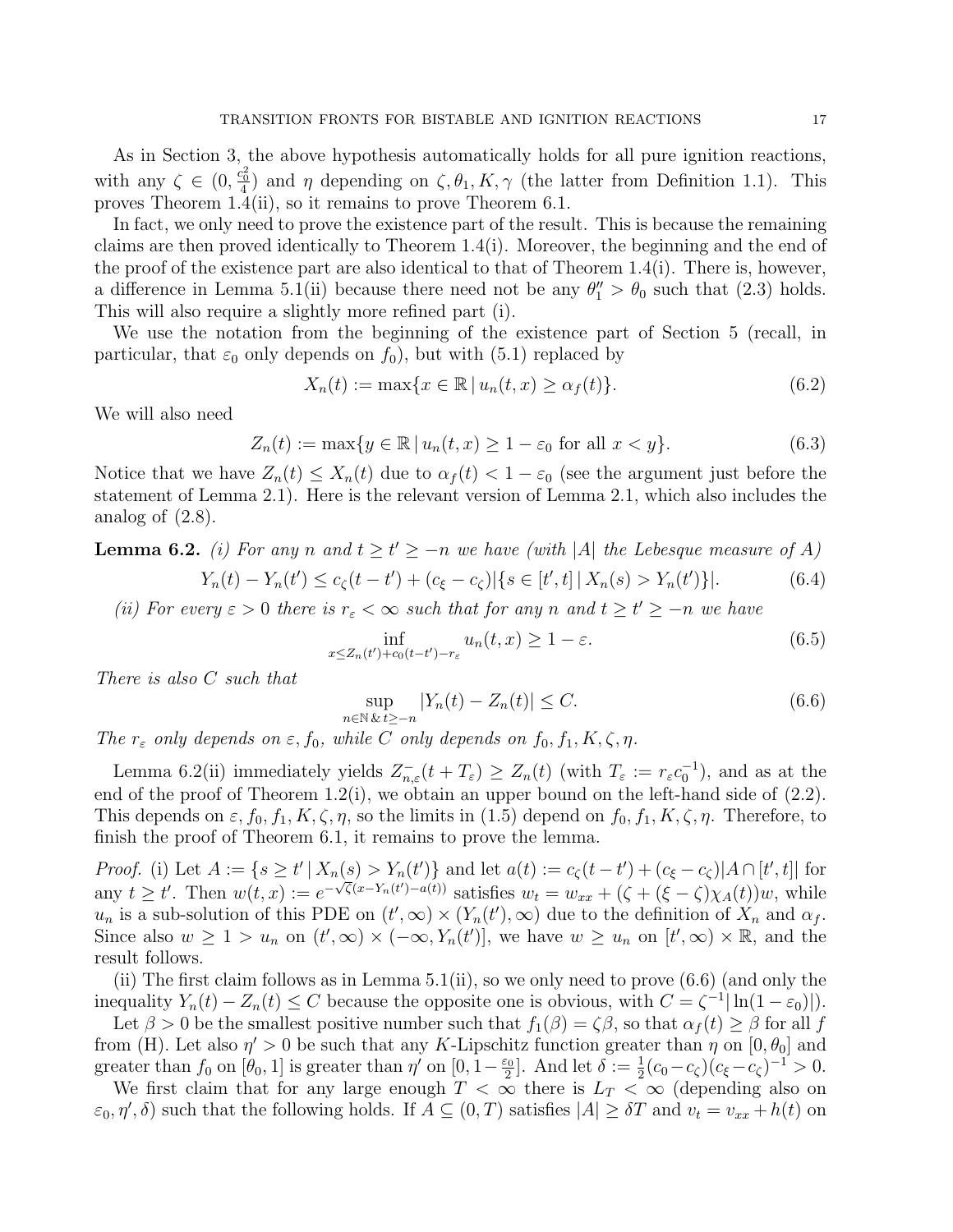As in Section 3, the above hypothesis automatically holds for all pure ignition reactions, with any $\zeta \in (0, \frac{c_0^2}{4})$ and $\eta$ depending on $\zeta, \theta_1, K, \gamma$ (the latter from Definition 1.1). This proves Theorem 1.4(ii), so it remains to prove Theorem 6.1.

In fact, we only need to prove the existence part of the result. This is because the remaining claims are then proved identically to Theorem 1.4(i). Moreover, the beginning and the end of the proof of the existence part are also identical to that of Theorem 1.4(i). There is, however, a difference in Lemma 5.1(ii) because there need not be any $\theta_1'' > \theta_0$ such that (2.3) holds. This will also require a slightly more refined part (i).

We use the notation from the beginning of the existence part of Section 5 (recall, in particular, that $\varepsilon_0$ only depends on $f_0$), but with (5.1) replaced by

$$X_n(t) := \max\{x \in \mathbb{R} \,|\, u_n(t,x) \geq \alpha_f(t)\}. \tag{6.2}$$

We will also need

$$Z_n(t) := \max\{y \in \mathbb{R} \,|\, u_n(t,x) \geq 1 - \varepsilon_0 \text{ for all } x < y\}. \tag{6.3}$$

Notice that we have $Z_n(t) \leq X_n(t)$ due to $\alpha_f(t) < 1 - \varepsilon_0$ (see the argument just before the statement of Lemma 2.1). Here is the relevant version of Lemma 2.1, which also includes the analog of (2.8).

**Lemma 6.2.** *(i) For any $n$ and $t \geq t' \geq -n$ we have (with $|A|$ the Lebesque measure of $A$)*

$$Y_n(t) - Y_n(t') \leq c_\zeta(t - t') + (c_\xi - c_\zeta)|\{s \in [t', t] \,|\, X_n(s) > Y_n(t')\}|. \tag{6.4}$$

*(ii) For every $\varepsilon > 0$ there is $r_\varepsilon < \infty$ such that for any $n$ and $t \geq t' \geq -n$ we have*

$$\inf_{x \leq Z_n(t') + c_0(t-t') - r_\varepsilon} u_n(t,x) \geq 1 - \varepsilon. \tag{6.5}$$

*There is also $C$ such that*

$$\sup_{n \in \mathbb{N} \,\&\, t \geq -n} |Y_n(t) - Z_n(t)| \leq C. \tag{6.6}$$

*The $r_\varepsilon$ only depends on $\varepsilon, f_0$, while $C$ only depends on $f_0, f_1, K, \zeta, \eta$.*

Lemma 6.2(ii) immediately yields $Z_{n,\varepsilon}^-(t + T_\varepsilon) \geq Z_n(t)$ (with $T_\varepsilon := r_\varepsilon c_0^{-1}$), and as at the end of the proof of Theorem 1.2(i), we obtain an upper bound on the left-hand side of (2.2). This depends on $\varepsilon, f_0, f_1, K, \zeta, \eta$, so the limits in (1.5) depend on $f_0, f_1, K, \zeta, \eta$. Therefore, to finish the proof of Theorem 6.1, it remains to prove the lemma.

*Proof.* (i) Let $A := \{s \geq t' \,|\, X_n(s) > Y_n(t')\}$ and let $a(t) := c_\zeta(t - t') + (c_\xi - c_\zeta)|A \cap [t', t]|$ for any $t \geq t'$. Then $w(t,x) := e^{-\sqrt{\zeta}(x - Y_n(t') - a(t))}$ satisfies $w_t = w_{xx} + (\zeta + (\xi - \zeta)\chi_A(t))w$, while $u_n$ is a sub-solution of this PDE on $(t', \infty) \times (Y_n(t'), \infty)$ due to the definition of $X_n$ and $\alpha_f$. Since also $w \geq 1 > u_n$ on $(t', \infty) \times (-\infty, Y_n(t')]$, we have $w \geq u_n$ on $[t', \infty) \times \mathbb{R}$, and the result follows.

(ii) The first claim follows as in Lemma 5.1(ii), so we only need to prove (6.6) (and only the inequality $Y_n(t) - Z_n(t) \leq C$ because the opposite one is obvious, with $C = \zeta^{-1}|\ln(1 - \varepsilon_0)|$).

Let $\beta > 0$ be the smallest positive number such that $f_1(\beta) = \zeta\beta$, so that $\alpha_f(t) \geq \beta$ for all $f$ from (H). Let also $\eta' > 0$ be such that any $K$-Lipschitz function greater than $\eta$ on $[0, \theta_0]$ and greater than $f_0$ on $[\theta_0, 1]$ is greater than $\eta'$ on $[0, 1 - \frac{\varepsilon_0}{2}]$. And let $\delta := \frac{1}{2}(c_0 - c_\zeta)(c_\xi - c_\zeta)^{-1} > 0$.

We first claim that for any large enough $T < \infty$ there is $L_T < \infty$ (depending also on $\varepsilon_0, \eta', \delta$) such that the following holds. If $A \subseteq (0, T)$ satisfies $|A| \geq \delta T$ and $v_t = v_{xx} + h(t)$ on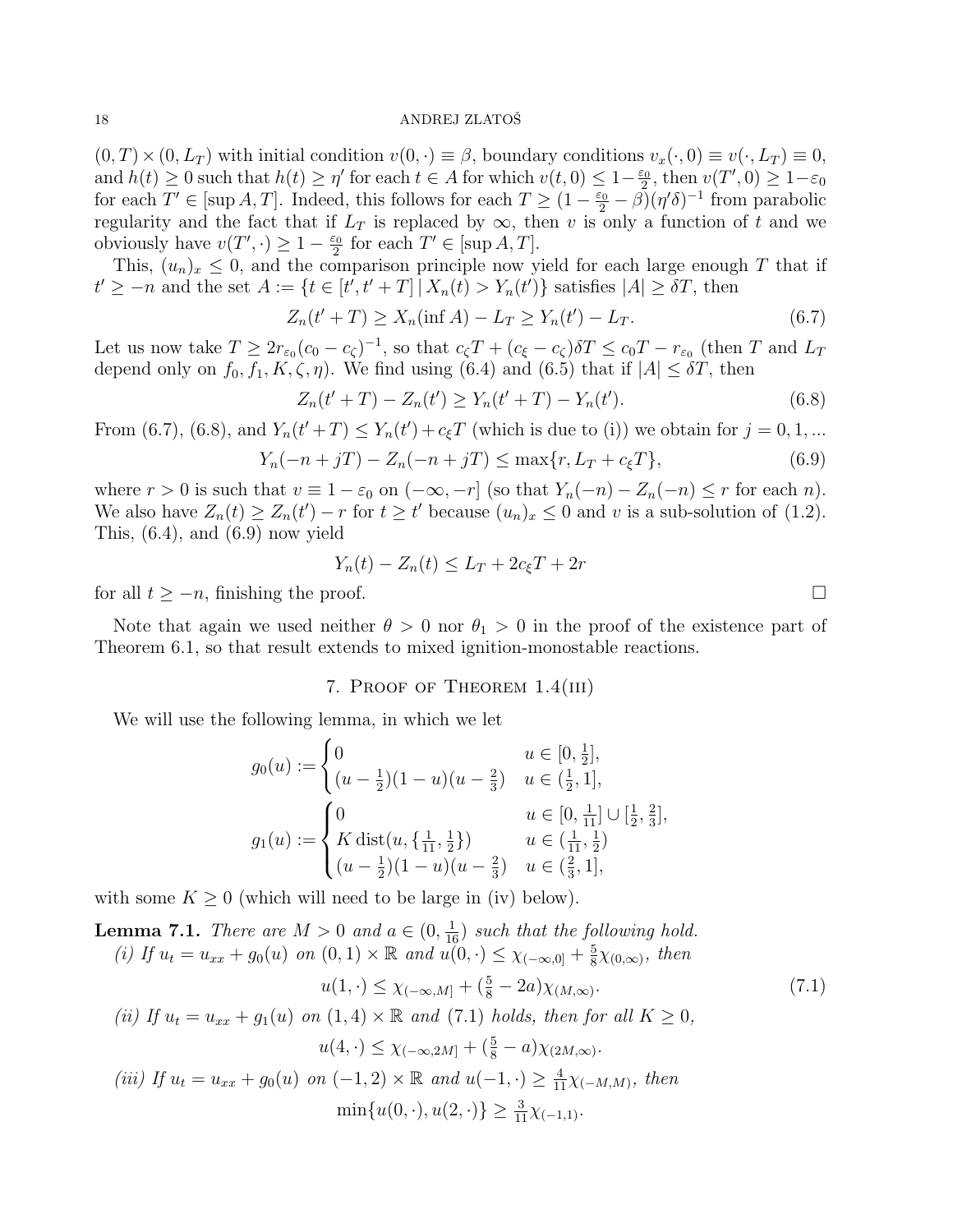$(0,T)\times(0,L_T)$ with initial condition $v(0,\cdot)\equiv\beta$, boundary conditions $v_x(\cdot,0)\equiv v(\cdot,L_T)\equiv 0$, and $h(t)\ge 0$ such that $h(t)\ge\eta'$ for each $t\in A$ for which $v(t,0)\le 1-\frac{\varepsilon_0}{2}$, then $v(T',0)\ge 1-\varepsilon_0$ for each $T'\in[\sup A,T]$. Indeed, this follows for each $T\ge(1-\frac{\varepsilon_0}{2}-\beta)(\eta'\delta)^{-1}$ from parabolic regularity and the fact that if $L_T$ is replaced by $\infty$, then $v$ is only a function of $t$ and we obviously have $v(T',\cdot)\ge 1-\frac{\varepsilon_0}{2}$ for each $T'\in[\sup A,T]$.

This, $(u_n)_x\le 0$, and the comparison principle now yield for each large enough $T$ that if $t'\ge -n$ and the set $A:=\{t\in[t',t'+T]\,|\,X_n(t)>Y_n(t')\}$ satisfies $|A|\ge\delta T$, then

$$Z_n(t'+T)\ge X_n(\inf A)-L_T\ge Y_n(t')-L_T. \tag{6.7}$$

Let us now take $T\ge 2r_{\varepsilon_0}(c_0-c_\zeta)^{-1}$, so that $c_\zeta T+(c_\xi-c_\zeta)\delta T\le c_0T-r_{\varepsilon_0}$ (then $T$ and $L_T$ depend only on $f_0,f_1,K,\zeta,\eta$). We find using (6.4) and (6.5) that if $|A|\le\delta T$, then

$$Z_n(t'+T)-Z_n(t')\ge Y_n(t'+T)-Y_n(t'). \tag{6.8}$$

From (6.7), (6.8), and $Y_n(t'+T)\le Y_n(t')+c_\xi T$ (which is due to (i)) we obtain for $j=0,1,\dots$

$$Y_n(-n+jT)-Z_n(-n+jT)\le\max\{r,L_T+c_\xi T\}, \tag{6.9}$$

where $r>0$ is such that $v\equiv 1-\varepsilon_0$ on $(-\infty,-r]$ (so that $Y_n(-n)-Z_n(-n)\le r$ for each $n$). We also have $Z_n(t)\ge Z_n(t')-r$ for $t\ge t'$ because $(u_n)_x\le 0$ and $v$ is a sub-solution of (1.2). This, (6.4), and (6.9) now yield

$$Y_n(t)-Z_n(t)\le L_T+2c_\xi T+2r$$

for all $t\ge -n$, finishing the proof. $\square$

Note that again we used neither $\theta>0$ nor $\theta_1>0$ in the proof of the existence part of Theorem 6.1, so that result extends to mixed ignition-monostable reactions.

## 7. Proof of Theorem 1.4(iii)

We will use the following lemma, in which we let

$$g_0(u):=\begin{cases}0 & u\in[0,\frac12],\\ (u-\frac12)(1-u)(u-\frac23) & u\in(\frac12,1],\end{cases}$$

$$g_1(u):=\begin{cases}0 & u\in[0,\frac{1}{11}]\cup[\frac12,\frac23],\\ K\,\mathrm{dist}(u,\{\frac{1}{11},\frac12\}) & u\in(\frac{1}{11},\frac12)\\ (u-\frac12)(1-u)(u-\frac23) & u\in(\frac23,1],\end{cases}$$

with some $K\ge 0$ (which will need to be large in (iv) below).

**Lemma 7.1.** *There are $M>0$ and $a\in(0,\frac{1}{16})$ such that the following hold.*

*(i) If $u_t=u_{xx}+g_0(u)$ on $(0,1)\times\mathbb{R}$ and $u(0,\cdot)\le\chi_{(-\infty,0]}+\frac58\chi_{(0,\infty)}$, then*

$$u(1,\cdot)\le\chi_{(-\infty,M]}+(\tfrac58-2a)\chi_{(M,\infty)}. \tag{7.1}$$

*(ii) If $u_t=u_{xx}+g_1(u)$ on $(1,4)\times\mathbb{R}$ and (7.1) holds, then for all $K\ge 0$,*

$$u(4,\cdot)\le\chi_{(-\infty,2M]}+(\tfrac58-a)\chi_{(2M,\infty)}.$$

*(iii) If $u_t=u_{xx}+g_0(u)$ on $(-1,2)\times\mathbb{R}$ and $u(-1,\cdot)\ge\frac{4}{11}\chi_{(-M,M)}$, then*

$$\min\{u(0,\cdot),u(2,\cdot)\}\ge\tfrac{3}{11}\chi_{(-1,1)}.$$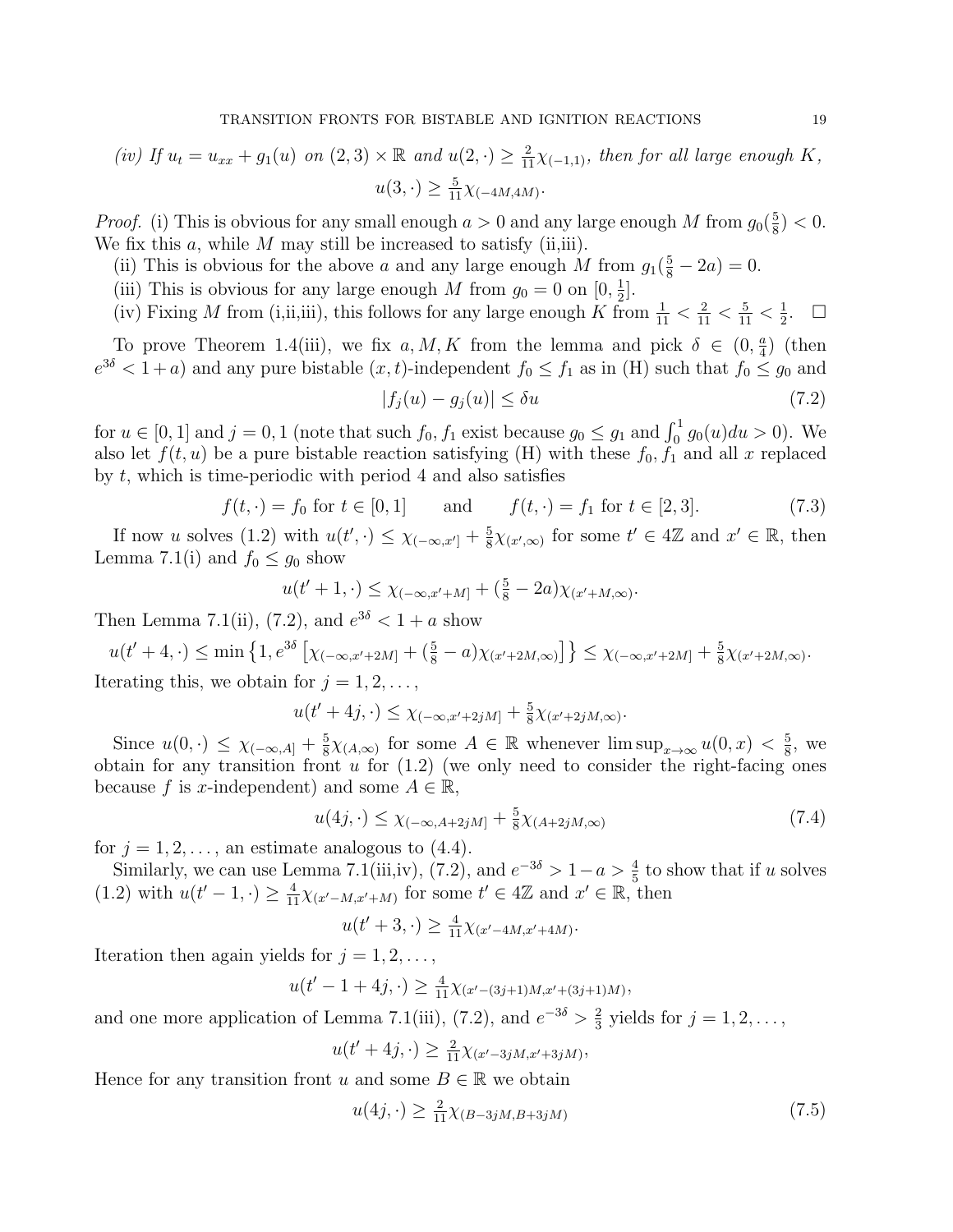*(iv) If $u_t = u_{xx} + g_1(u)$ on $(2,3) \times \mathbb{R}$ and $u(2,\cdot) \geq \frac{2}{11}\chi_{(-1,1)}$, then for all large enough $K$,*

$$u(3,\cdot) \geq \tfrac{5}{11}\chi_{(-4M,4M)}.$$

*Proof.* (i) This is obvious for any small enough $a > 0$ and any large enough $M$ from $g_0(\frac{5}{8}) < 0$. We fix this $a$, while $M$ may still be increased to satisfy (ii,iii).

(ii) This is obvious for the above $a$ and any large enough $M$ from $g_1(\frac{5}{8} - 2a) = 0$.

(iii) This is obvious for any large enough $M$ from $g_0 = 0$ on $[0, \frac{1}{2}]$.

(iv) Fixing $M$ from (i,ii,iii), this follows for any large enough $K$ from $\frac{1}{11} < \frac{2}{11} < \frac{5}{11} < \frac{1}{2}$. $\square$

To prove Theorem 1.4(iii), we fix $a, M, K$ from the lemma and pick $\delta \in (0, \frac{a}{4})$ (then $e^{3\delta} < 1 + a$) and any pure bistable $(x,t)$-independent $f_0 \leq f_1$ as in (H) such that $f_0 \leq g_0$ and

$$|f_j(u) - g_j(u)| \leq \delta u \tag{7.2}$$

for $u \in [0,1]$ and $j = 0, 1$ (note that such $f_0, f_1$ exist because $g_0 \leq g_1$ and $\int_0^1 g_0(u)du > 0$). We also let $f(t,u)$ be a pure bistable reaction satisfying (H) with these $f_0, f_1$ and all $x$ replaced by $t$, which is time-periodic with period 4 and also satisfies

$$f(t,\cdot) = f_0 \text{ for } t \in [0,1] \qquad \text{and} \qquad f(t,\cdot) = f_1 \text{ for } t \in [2,3]. \tag{7.3}$$

If now $u$ solves (1.2) with $u(t',\cdot) \leq \chi_{(-\infty,x']} + \frac{5}{8}\chi_{(x',\infty)}$ for some $t' \in 4\mathbb{Z}$ and $x' \in \mathbb{R}$, then Lemma 7.1(i) and $f_0 \leq g_0$ show

$$u(t'+1,\cdot) \leq \chi_{(-\infty,x'+M]} + (\tfrac{5}{8} - 2a)\chi_{(x'+M,\infty)}.$$

Then Lemma 7.1(ii), (7.2), and $e^{3\delta} < 1 + a$ show

$$u(t'+4,\cdot) \leq \min\left\{1, e^{3\delta}\left[\chi_{(-\infty,x'+2M]} + (\tfrac{5}{8} - a)\chi_{(x'+2M,\infty)}\right]\right\} \leq \chi_{(-\infty,x'+2M]} + \tfrac{5}{8}\chi_{(x'+2M,\infty)}.$$

Iterating this, we obtain for $j = 1, 2, \dots,$

$$u(t'+4j,\cdot) \leq \chi_{(-\infty,x'+2jM]} + \tfrac{5}{8}\chi_{(x'+2jM,\infty)}.$$

Since $u(0,\cdot) \leq \chi_{(-\infty,A]} + \frac{5}{8}\chi_{(A,\infty)}$ for some $A \in \mathbb{R}$ whenever $\limsup_{x\to\infty} u(0,x) < \frac{5}{8}$, we obtain for any transition front $u$ for (1.2) (we only need to consider the right-facing ones because $f$ is $x$-independent) and some $A \in \mathbb{R}$,

$$u(4j,\cdot) \leq \chi_{(-\infty,A+2jM]} + \tfrac{5}{8}\chi_{(A+2jM,\infty)} \tag{7.4}$$

for $j = 1, 2, \dots,$ an estimate analogous to (4.4).

Similarly, we can use Lemma 7.1(iii,iv), (7.2), and $e^{-3\delta} > 1 - a > \frac{4}{5}$ to show that if $u$ solves (1.2) with $u(t'-1,\cdot) \geq \frac{4}{11}\chi_{(x'-M,x'+M)}$ for some $t' \in 4\mathbb{Z}$ and $x' \in \mathbb{R}$, then

$$u(t'+3,\cdot) \geq \tfrac{4}{11}\chi_{(x'-4M,x'+4M)}.$$

Iteration then again yields for $j = 1, 2, \dots,$

$$u(t'-1+4j,\cdot) \geq \tfrac{4}{11}\chi_{(x'-(3j+1)M,x'+(3j+1)M)},$$

and one more application of Lemma 7.1(iii), (7.2), and $e^{-3\delta} > \frac{2}{3}$ yields for $j = 1, 2, \dots,$

$$u(t'+4j,\cdot) \geq \tfrac{2}{11}\chi_{(x'-3jM,x'+3jM)},$$

Hence for any transition front $u$ and some $B \in \mathbb{R}$ we obtain

$$u(4j,\cdot) \geq \tfrac{2}{11}\chi_{(B-3jM,B+3jM)} \tag{7.5}$$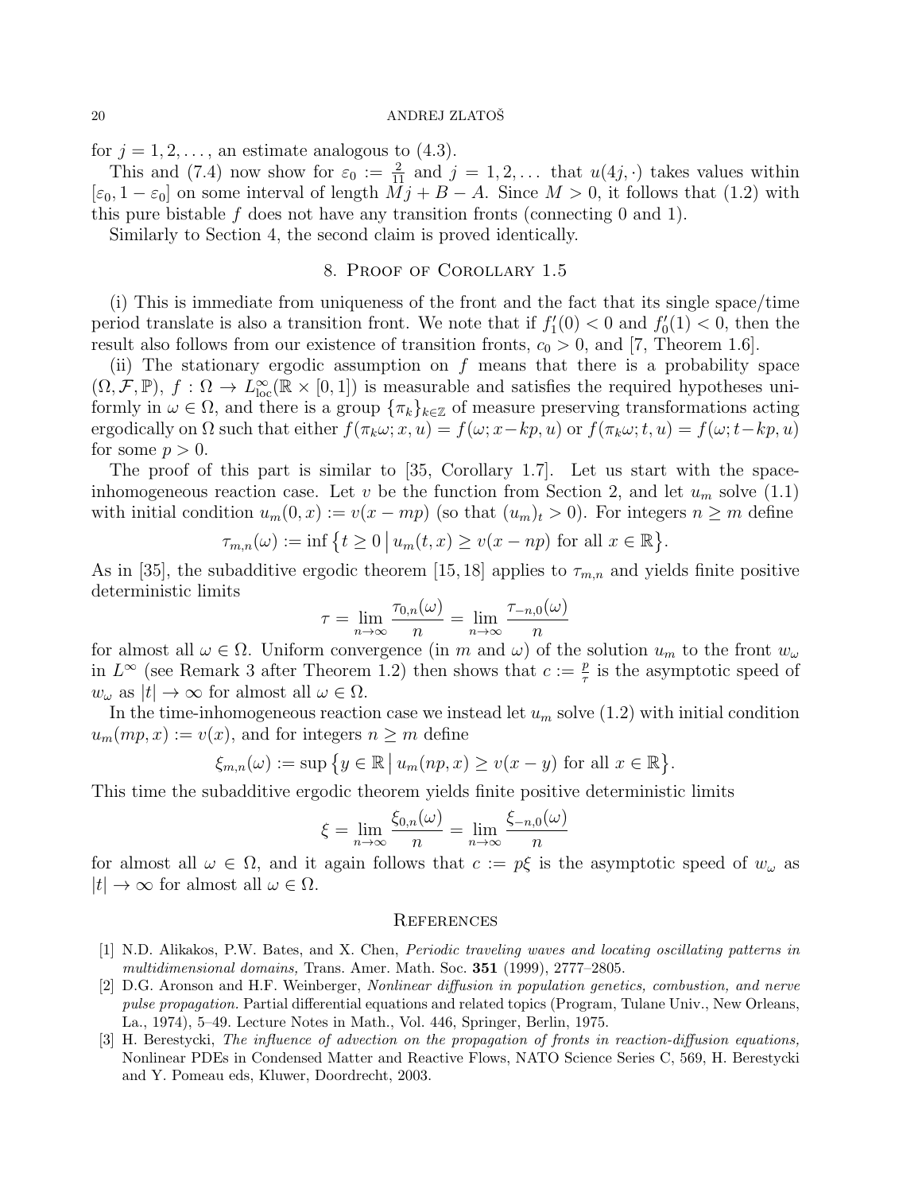for $j = 1, 2, \dots$, an estimate analogous to (4.3).

This and (7.4) now show for $\varepsilon_0 := \frac{2}{11}$ and $j = 1, 2, \dots$ that $u(4j, \cdot)$ takes values within $[\varepsilon_0, 1 - \varepsilon_0]$ on some interval of length $Mj + B - A$. Since $M > 0$, it follows that (1.2) with this pure bistable $f$ does not have any transition fronts (connecting 0 and 1).

Similarly to Section 4, the second claim is proved identically.

## 8. Proof of Corollary 1.5

(i) This is immediate from uniqueness of the front and the fact that its single space/time period translate is also a transition front. We note that if $f_1'(0) < 0$ and $f_0'(1) < 0$, then the result also follows from our existence of transition fronts, $c_0 > 0$, and [7, Theorem 1.6].

(ii) The stationary ergodic assumption on $f$ means that there is a probability space $(\Omega, \mathcal{F}, \mathbb{P})$, $f : \Omega \to L^\infty_{\text{loc}}(\mathbb{R} \times [0, 1])$ is measurable and satisfies the required hypotheses uniformly in $\omega \in \Omega$, and there is a group $\{\pi_k\}_{k \in \mathbb{Z}}$ of measure preserving transformations acting ergodically on $\Omega$ such that either $f(\pi_k\omega; x, u) = f(\omega; x - kp, u)$ or $f(\pi_k\omega; t, u) = f(\omega; t - kp, u)$ for some $p > 0$.

The proof of this part is similar to [35, Corollary 1.7]. Let us start with the space-inhomogeneous reaction case. Let $v$ be the function from Section 2, and let $u_m$ solve (1.1) with initial condition $u_m(0, x) := v(x - mp)$ (so that $(u_m)_t > 0$). For integers $n \geq m$ define

$$\tau_{m,n}(\omega) := \inf \{ t \geq 0 \,|\, u_m(t, x) \geq v(x - np) \text{ for all } x \in \mathbb{R} \}.$$

As in [35], the subadditive ergodic theorem [15, 18] applies to $\tau_{m,n}$ and yields finite positive deterministic limits

$$\tau = \lim_{n \to \infty} \frac{\tau_{0,n}(\omega)}{n} = \lim_{n \to \infty} \frac{\tau_{-n,0}(\omega)}{n}$$

for almost all $\omega \in \Omega$. Uniform convergence (in $m$ and $\omega$) of the solution $u_m$ to the front $w_\omega$ in $L^\infty$ (see Remark 3 after Theorem 1.2) then shows that $c := \frac{p}{\tau}$ is the asymptotic speed of $w_\omega$ as $|t| \to \infty$ for almost all $\omega \in \Omega$.

In the time-inhomogeneous reaction case we instead let $u_m$ solve (1.2) with initial condition $u_m(mp, x) := v(x)$, and for integers $n \geq m$ define

$$\xi_{m,n}(\omega) := \sup \{ y \in \mathbb{R} \,|\, u_m(np, x) \geq v(x - y) \text{ for all } x \in \mathbb{R} \}.$$

This time the subadditive ergodic theorem yields finite positive deterministic limits

$$\xi = \lim_{n \to \infty} \frac{\xi_{0,n}(\omega)}{n} = \lim_{n \to \infty} \frac{\xi_{-n,0}(\omega)}{n}$$

for almost all $\omega \in \Omega$, and it again follows that $c := p\xi$ is the asymptotic speed of $w_\omega$ as $|t| \to \infty$ for almost all $\omega \in \Omega$.

## References

[1] N.D. Alikakos, P.W. Bates, and X. Chen, *Periodic traveling waves and locating oscillating patterns in multidimensional domains,* Trans. Amer. Math. Soc. **351** (1999), 2777–2805.

[2] D.G. Aronson and H.F. Weinberger, *Nonlinear diffusion in population genetics, combustion, and nerve pulse propagation.* Partial differential equations and related topics (Program, Tulane Univ., New Orleans, La., 1974), 5–49. Lecture Notes in Math., Vol. 446, Springer, Berlin, 1975.

[3] H. Berestycki, *The influence of advection on the propagation of fronts in reaction-diffusion equations,* Nonlinear PDEs in Condensed Matter and Reactive Flows, NATO Science Series C, 569, H. Berestycki and Y. Pomeau eds, Kluwer, Doordrecht, 2003.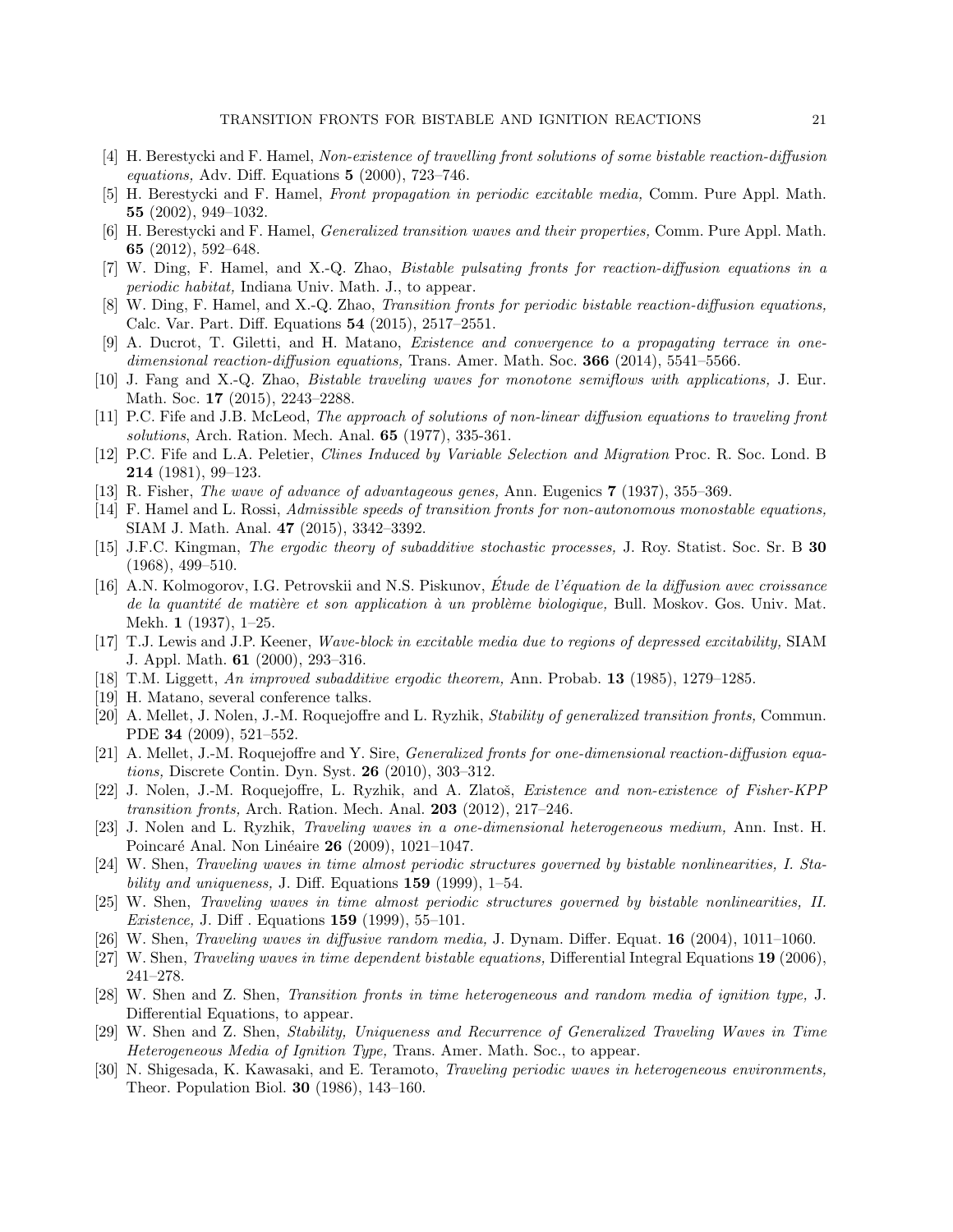[4] H. Berestycki and F. Hamel, *Non-existence of travelling front solutions of some bistable reaction-diffusion equations,* Adv. Diff. Equations **5** (2000), 723–746.

[5] H. Berestycki and F. Hamel, *Front propagation in periodic excitable media,* Comm. Pure Appl. Math. **55** (2002), 949–1032.

[6] H. Berestycki and F. Hamel, *Generalized transition waves and their properties,* Comm. Pure Appl. Math. **65** (2012), 592–648.

[7] W. Ding, F. Hamel, and X.-Q. Zhao, *Bistable pulsating fronts for reaction-diffusion equations in a periodic habitat,* Indiana Univ. Math. J., to appear.

[8] W. Ding, F. Hamel, and X.-Q. Zhao, *Transition fronts for periodic bistable reaction-diffusion equations,* Calc. Var. Part. Diff. Equations **54** (2015), 2517–2551.

[9] A. Ducrot, T. Giletti, and H. Matano, *Existence and convergence to a propagating terrace in one-dimensional reaction-diffusion equations,* Trans. Amer. Math. Soc. **366** (2014), 5541–5566.

[10] J. Fang and X.-Q. Zhao, *Bistable traveling waves for monotone semiflows with applications,* J. Eur. Math. Soc. **17** (2015), 2243–2288.

[11] P.C. Fife and J.B. McLeod, *The approach of solutions of non-linear diffusion equations to traveling front solutions*, Arch. Ration. Mech. Anal. **65** (1977), 335-361.

[12] P.C. Fife and L.A. Peletier, *Clines Induced by Variable Selection and Migration* Proc. R. Soc. Lond. B **214** (1981), 99–123.

[13] R. Fisher, *The wave of advance of advantageous genes,* Ann. Eugenics **7** (1937), 355–369.

[14] F. Hamel and L. Rossi, *Admissible speeds of transition fronts for non-autonomous monostable equations,* SIAM J. Math. Anal. **47** (2015), 3342–3392.

[15] J.F.C. Kingman, *The ergodic theory of subadditive stochastic processes,* J. Roy. Statist. Soc. Sr. B **30** (1968), 499–510.

[16] A.N. Kolmogorov, I.G. Petrovskii and N.S. Piskunov, *Étude de l'équation de la diffusion avec croissance de la quantité de matière et son application à un problème biologique,* Bull. Moskov. Gos. Univ. Mat. Mekh. **1** (1937), 1–25.

[17] T.J. Lewis and J.P. Keener, *Wave-block in excitable media due to regions of depressed excitability,* SIAM J. Appl. Math. **61** (2000), 293–316.

[18] T.M. Liggett, *An improved subadditive ergodic theorem,* Ann. Probab. **13** (1985), 1279–1285.

[19] H. Matano, several conference talks.

[20] A. Mellet, J. Nolen, J.-M. Roquejoffre and L. Ryzhik, *Stability of generalized transition fronts,* Commun. PDE **34** (2009), 521–552.

[21] A. Mellet, J.-M. Roquejoffre and Y. Sire, *Generalized fronts for one-dimensional reaction-diffusion equations,* Discrete Contin. Dyn. Syst. **26** (2010), 303–312.

[22] J. Nolen, J.-M. Roquejoffre, L. Ryzhik, and A. Zlatoš, *Existence and non-existence of Fisher-KPP transition fronts,* Arch. Ration. Mech. Anal. **203** (2012), 217–246.

[23] J. Nolen and L. Ryzhik, *Traveling waves in a one-dimensional heterogeneous medium,* Ann. Inst. H. Poincaré Anal. Non Linéaire **26** (2009), 1021–1047.

[24] W. Shen, *Traveling waves in time almost periodic structures governed by bistable nonlinearities, I. Stability and uniqueness,* J. Diff. Equations **159** (1999), 1–54.

[25] W. Shen, *Traveling waves in time almost periodic structures governed by bistable nonlinearities, II. Existence,* J. Diff . Equations **159** (1999), 55–101.

[26] W. Shen, *Traveling waves in diffusive random media,* J. Dynam. Differ. Equat. **16** (2004), 1011–1060.

[27] W. Shen, *Traveling waves in time dependent bistable equations,* Differential Integral Equations **19** (2006), 241–278.

[28] W. Shen and Z. Shen, *Transition fronts in time heterogeneous and random media of ignition type,* J. Differential Equations, to appear.

[29] W. Shen and Z. Shen, *Stability, Uniqueness and Recurrence of Generalized Traveling Waves in Time Heterogeneous Media of Ignition Type,* Trans. Amer. Math. Soc., to appear.

[30] N. Shigesada, K. Kawasaki, and E. Teramoto, *Traveling periodic waves in heterogeneous environments,* Theor. Population Biol. **30** (1986), 143–160.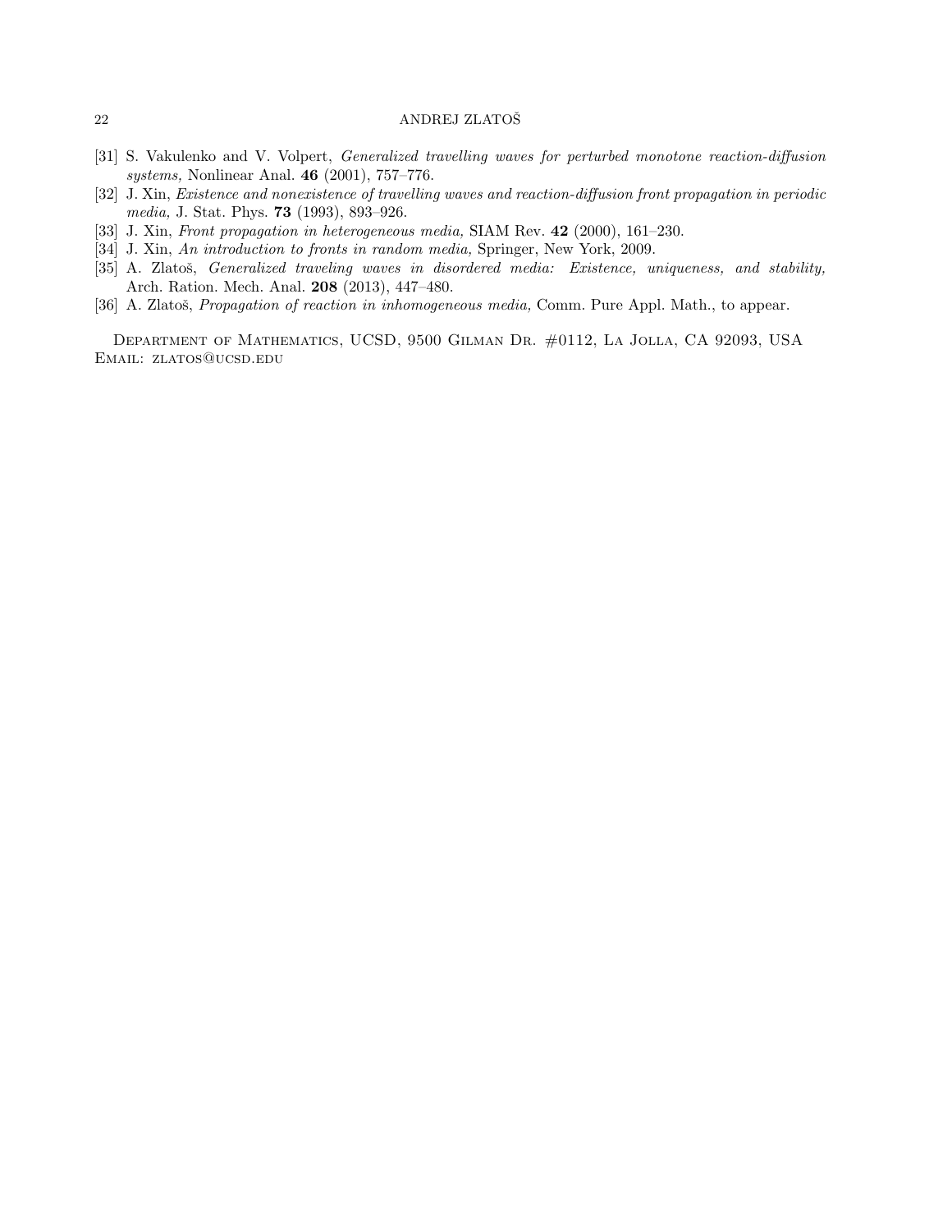[31] S. Vakulenko and V. Volpert, *Generalized travelling waves for perturbed monotone reaction-diffusion systems,* Nonlinear Anal. **46** (2001), 757–776.

[32] J. Xin, *Existence and nonexistence of travelling waves and reaction-diffusion front propagation in periodic media,* J. Stat. Phys. **73** (1993), 893–926.

[33] J. Xin, *Front propagation in heterogeneous media,* SIAM Rev. **42** (2000), 161–230.

[34] J. Xin, *An introduction to fronts in random media,* Springer, New York, 2009.

[35] A. Zlatoš, *Generalized traveling waves in disordered media: Existence, uniqueness, and stability,* Arch. Ration. Mech. Anal. **208** (2013), 447–480.

[36] A. Zlatoš, *Propagation of reaction in inhomogeneous media,* Comm. Pure Appl. Math., to appear.

Department of Mathematics, UCSD, 9500 Gilman Dr. #0112, La Jolla, CA 92093, USA
Email: zlatos@ucsd.edu